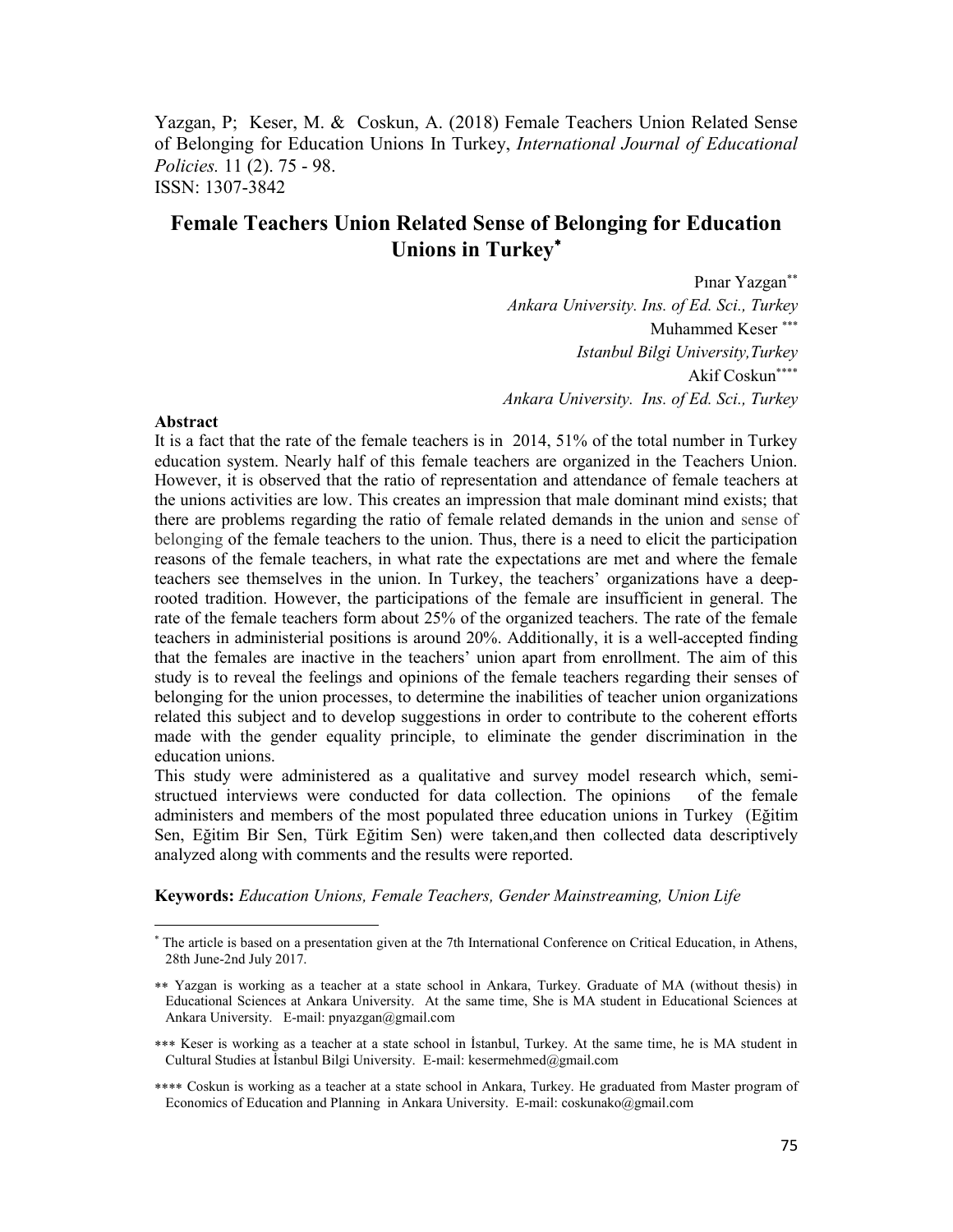Yazgan, P; Keser, M. & Coskun, A. (2018) Female Teachers Union Related Sense of Belonging for Education Unions In Turkey, *International Journal of Educational Policies.* 11 (2). 75 - 98.
ISSN: 1307-3842

# Female Teachers Union Related Sense of Belonging for Education Unions in Turkey[*]

Pınar Yazgan[**]
*Ankara University. Ins. of Ed. Sci., Turkey*
Muhammed Keser [***]
*Istanbul Bilgi University,Turkey*
Akif Coskun[****]
*Ankara University. Ins. of Ed. Sci., Turkey*

**Abstract**

It is a fact that the rate of the female teachers is in 2014, 51% of the total number in Turkey education system. Nearly half of this female teachers are organized in the Teachers Union. However, it is observed that the ratio of representation and attendance of female teachers at the unions activities are low. This creates an impression that male dominant mind exists; that there are problems regarding the ratio of female related demands in the union and sense of belonging of the female teachers to the union. Thus, there is a need to elicit the participation reasons of the female teachers, in what rate the expectations are met and where the female teachers see themselves in the union. In Turkey, the teachers' organizations have a deep-rooted tradition. However, the participations of the female are insufficient in general. The rate of the female teachers form about 25% of the organized teachers. The rate of the female teachers in administerial positions is around 20%. Additionally, it is a well-accepted finding that the females are inactive in the teachers' union apart from enrollment. The aim of this study is to reveal the feelings and opinions of the female teachers regarding their senses of belonging for the union processes, to determine the inabilities of teacher union organizations related this subject and to develop suggestions in order to contribute to the coherent efforts made with the gender equality principle, to eliminate the gender discrimination in the education unions.

This study were administered as a qualitative and survey model research which, semi-structued interviews were conducted for data collection. The opinions of the female administers and members of the most populated three education unions in Turkey (Eğitim Sen, Eğitim Bir Sen, Türk Eğitim Sen) were taken,and then collected data descriptively analyzed along with comments and the results were reported.

**Keywords:** *Education Unions, Female Teachers, Gender Mainstreaming, Union Life*

---

[*] The article is based on a presentation given at the 7th International Conference on Critical Education, in Athens, 28th June-2nd July 2017.

[**] Yazgan is working as a teacher at a state school in Ankara, Turkey. Graduate of MA (without thesis) in Educational Sciences at Ankara University. At the same time, She is MA student in Educational Sciences at Ankara University. E-mail: pnyazgan@gmail.com

[***] Keser is working as a teacher at a state school in İstanbul, Turkey. At the same time, he is MA student in Cultural Studies at İstanbul Bilgi University. E-mail: kesermehmed@gmail.com

[****] Coskun is working as a teacher at a state school in Ankara, Turkey. He graduated from Master program of Economics of Education and Planning in Ankara University. E-mail: coskunako@gmail.com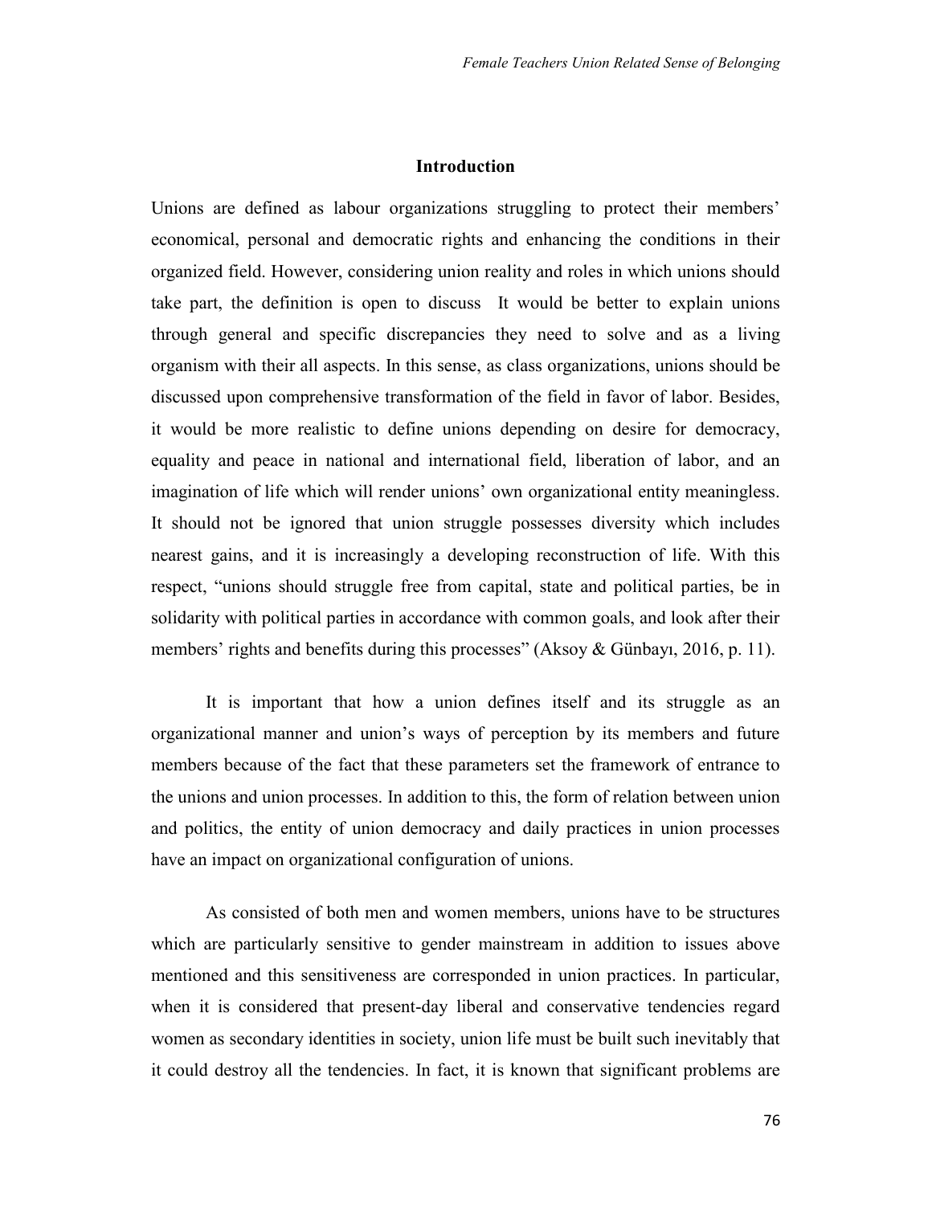## Introduction

Unions are defined as labour organizations struggling to protect their members' economical, personal and democratic rights and enhancing the conditions in their organized field. However, considering union reality and roles in which unions should take part, the definition is open to discuss It would be better to explain unions through general and specific discrepancies they need to solve and as a living organism with their all aspects. In this sense, as class organizations, unions should be discussed upon comprehensive transformation of the field in favor of labor. Besides, it would be more realistic to define unions depending on desire for democracy, equality and peace in national and international field, liberation of labor, and an imagination of life which will render unions' own organizational entity meaningless. It should not be ignored that union struggle possesses diversity which includes nearest gains, and it is increasingly a developing reconstruction of life. With this respect, "unions should struggle free from capital, state and political parties, be in solidarity with political parties in accordance with common goals, and look after their members' rights and benefits during this processes" (Aksoy & Günbayı, 2016, p. 11).

It is important that how a union defines itself and its struggle as an organizational manner and union's ways of perception by its members and future members because of the fact that these parameters set the framework of entrance to the unions and union processes. In addition to this, the form of relation between union and politics, the entity of union democracy and daily practices in union processes have an impact on organizational configuration of unions.

As consisted of both men and women members, unions have to be structures which are particularly sensitive to gender mainstream in addition to issues above mentioned and this sensitiveness are corresponded in union practices. In particular, when it is considered that present-day liberal and conservative tendencies regard women as secondary identities in society, union life must be built such inevitably that it could destroy all the tendencies. In fact, it is known that significant problems are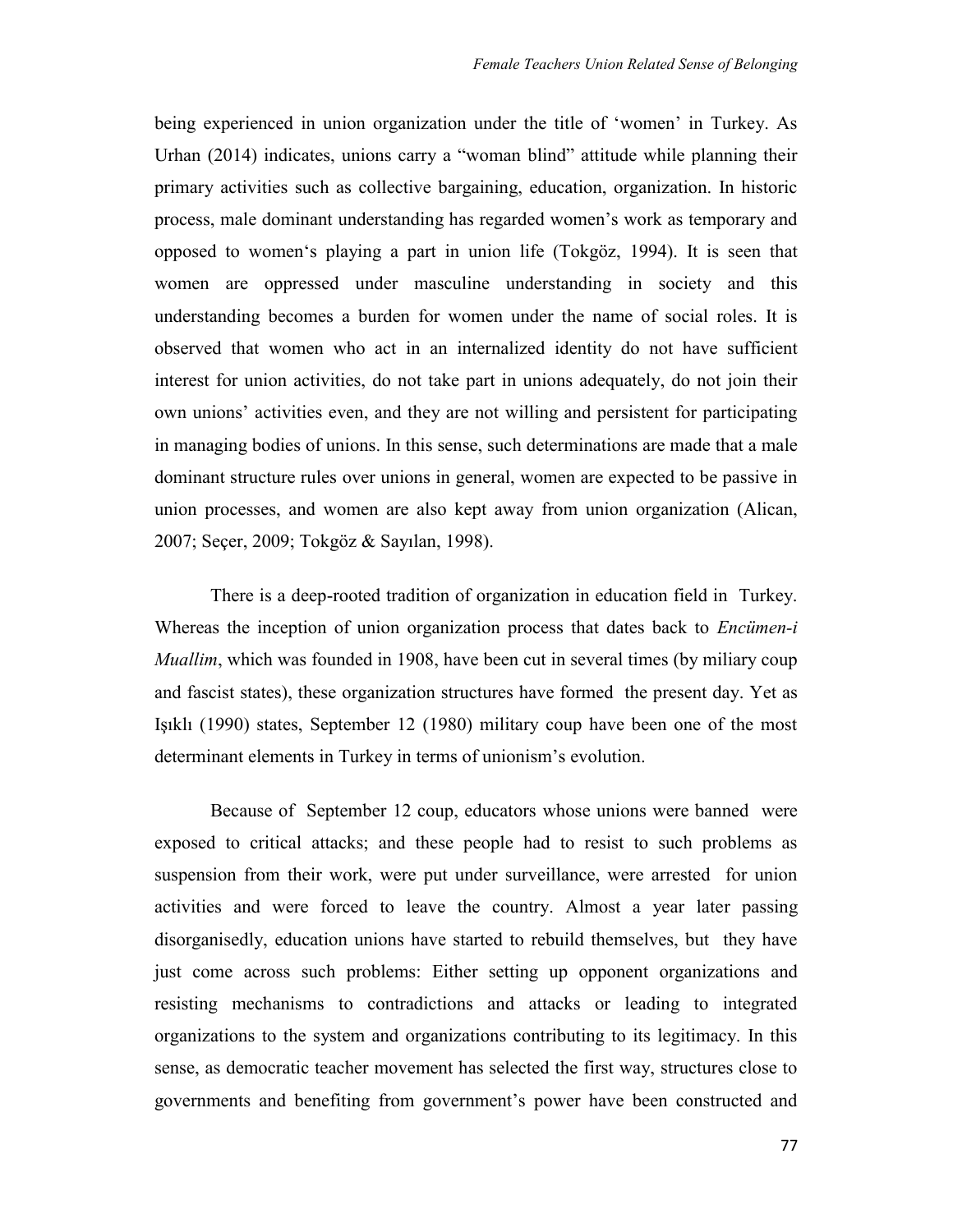being experienced in union organization under the title of 'women' in Turkey. As Urhan (2014) indicates, unions carry a "woman blind" attitude while planning their primary activities such as collective bargaining, education, organization. In historic process, male dominant understanding has regarded women's work as temporary and opposed to women's playing a part in union life (Tokgöz, 1994). It is seen that women are oppressed under masculine understanding in society and this understanding becomes a burden for women under the name of social roles. It is observed that women who act in an internalized identity do not have sufficient interest for union activities, do not take part in unions adequately, do not join their own unions' activities even, and they are not willing and persistent for participating in managing bodies of unions. In this sense, such determinations are made that a male dominant structure rules over unions in general, women are expected to be passive in union processes, and women are also kept away from union organization (Alican, 2007; Seçer, 2009; Tokgöz & Sayılan, 1998).

There is a deep-rooted tradition of organization in education field in Turkey. Whereas the inception of union organization process that dates back to *Encümen-i Muallim*, which was founded in 1908, have been cut in several times (by miliary coup and fascist states), these organization structures have formed the present day. Yet as Işıklı (1990) states, September 12 (1980) military coup have been one of the most determinant elements in Turkey in terms of unionism's evolution.

Because of September 12 coup, educators whose unions were banned were exposed to critical attacks; and these people had to resist to such problems as suspension from their work, were put under surveillance, were arrested for union activities and were forced to leave the country. Almost a year later passing disorganisedly, education unions have started to rebuild themselves, but they have just come across such problems: Either setting up opponent organizations and resisting mechanisms to contradictions and attacks or leading to integrated organizations to the system and organizations contributing to its legitimacy. In this sense, as democratic teacher movement has selected the first way, structures close to governments and benefiting from government's power have been constructed and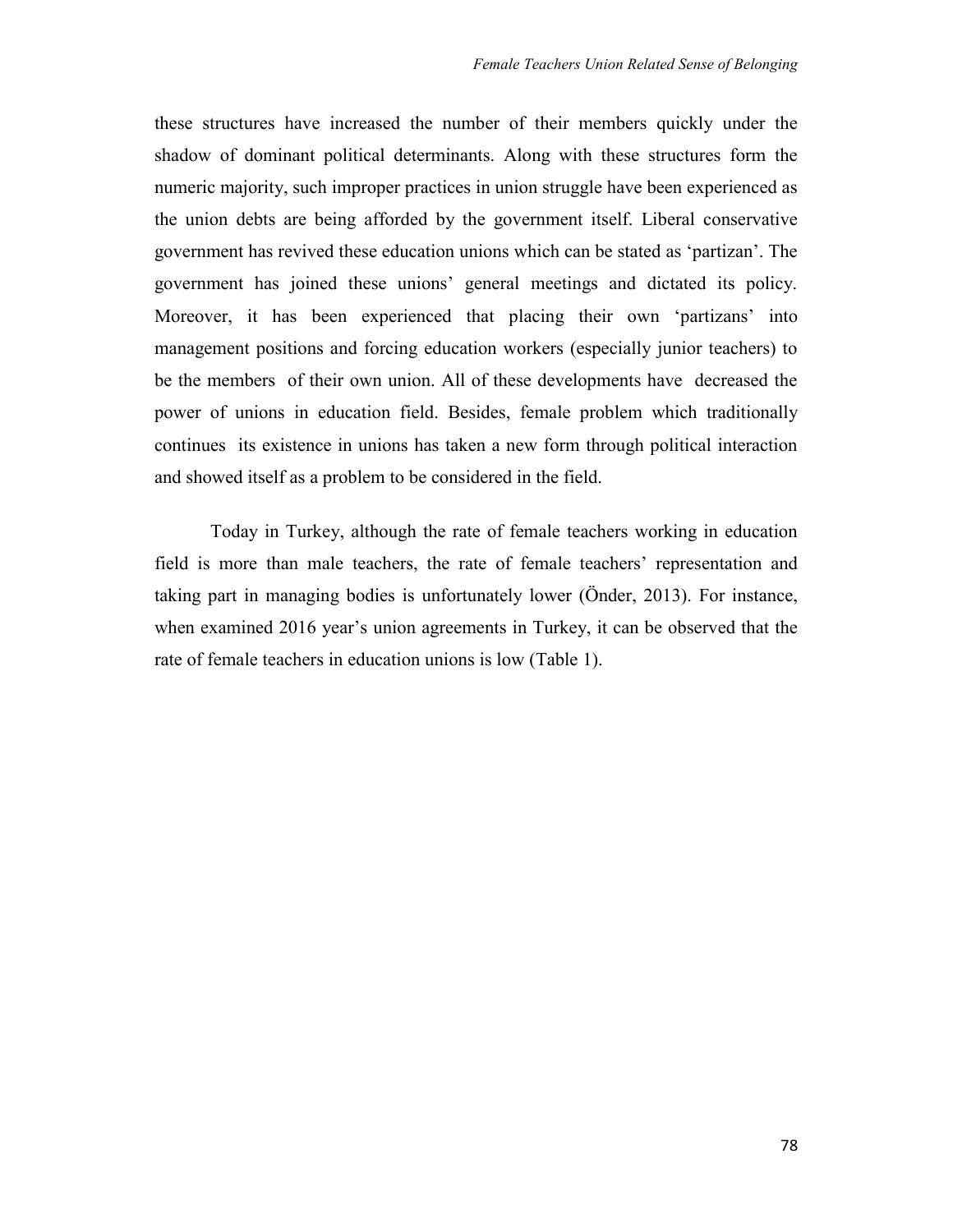these structures have increased the number of their members quickly under the shadow of dominant political determinants. Along with these structures form the numeric majority, such improper practices in union struggle have been experienced as the union debts are being afforded by the government itself. Liberal conservative government has revived these education unions which can be stated as 'partizan'. The government has joined these unions' general meetings and dictated its policy. Moreover, it has been experienced that placing their own 'partizans' into management positions and forcing education workers (especially junior teachers) to be the members of their own union. All of these developments have decreased the power of unions in education field. Besides, female problem which traditionally continues its existence in unions has taken a new form through political interaction and showed itself as a problem to be considered in the field.

Today in Turkey, although the rate of female teachers working in education field is more than male teachers, the rate of female teachers' representation and taking part in managing bodies is unfortunately lower (Önder, 2013). For instance, when examined 2016 year's union agreements in Turkey, it can be observed that the rate of female teachers in education unions is low (Table 1).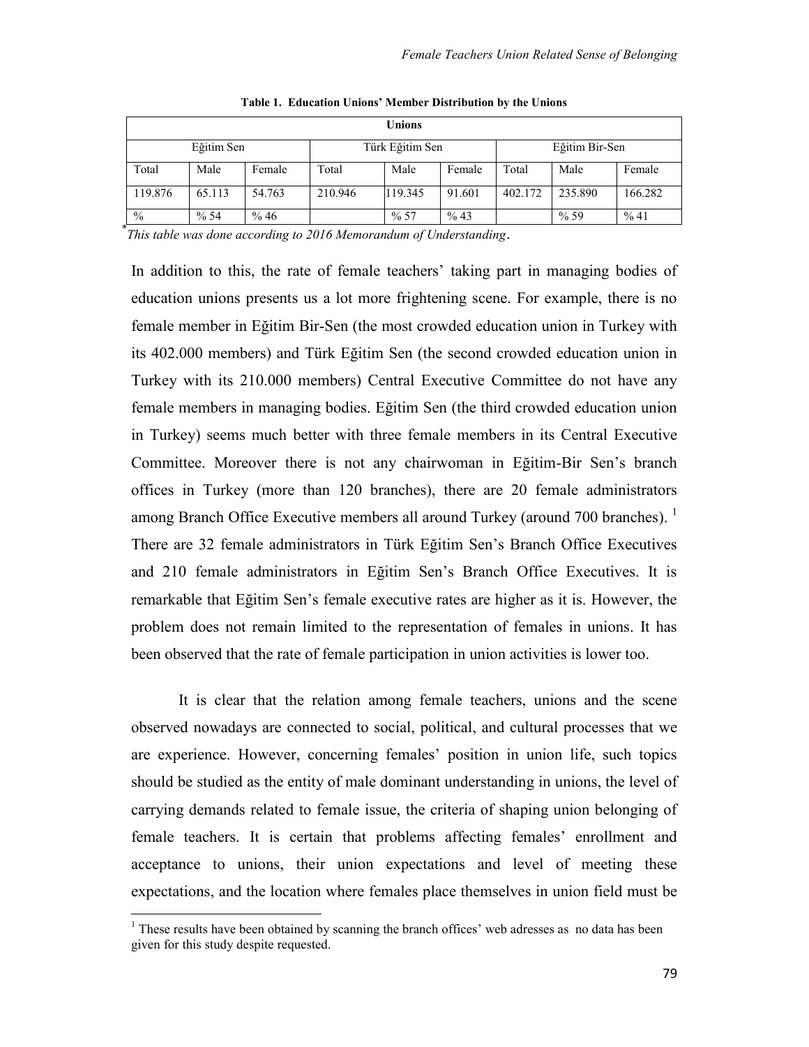**Table 1. Education Unions' Member Distribution by the Unions**

| Unions | | | | | | | | |
|---|---|---|---|---|---|---|---|---|
| Eğitim Sen | | | Türk Eğitim Sen | | | Eğitim Bir-Sen | | |
| Total | Male | Female | Total | Male | Female | Total | Male | Female |
| 119.876 | 65.113 | 54.763 | 210.946 | 119.345 | 91.601 | 402.172 | 235.890 | 166.282 |
| % | % 54 | % 46 | | % 57 | % 43 | | % 59 | % 41 |

*\*This table was done according to 2016 Memorandum of Understanding.*

In addition to this, the rate of female teachers' taking part in managing bodies of education unions presents us a lot more frightening scene. For example, there is no female member in Eğitim Bir-Sen (the most crowded education union in Turkey with its 402.000 members) and Türk Eğitim Sen (the second crowded education union in Turkey with its 210.000 members) Central Executive Committee do not have any female members in managing bodies. Eğitim Sen (the third crowded education union in Turkey) seems much better with three female members in its Central Executive Committee. Moreover there is not any chairwoman in Eğitim-Bir Sen's branch offices in Turkey (more than 120 branches), there are 20 female administrators among Branch Office Executive members all around Turkey (around 700 branches). [1] There are 32 female administrators in Türk Eğitim Sen's Branch Office Executives and 210 female administrators in Eğitim Sen's Branch Office Executives. It is remarkable that Eğitim Sen's female executive rates are higher as it is. However, the problem does not remain limited to the representation of females in unions. It has been observed that the rate of female participation in union activities is lower too.

It is clear that the relation among female teachers, unions and the scene observed nowadays are connected to social, political, and cultural processes that we are experience. However, concerning females' position in union life, such topics should be studied as the entity of male dominant understanding in unions, the level of carrying demands related to female issue, the criteria of shaping union belonging of female teachers. It is certain that problems affecting females' enrollment and acceptance to unions, their union expectations and level of meeting these expectations, and the location where females place themselves in union field must be

[1] These results have been obtained by scanning the branch offices' web adresses as no data has been given for this study despite requested.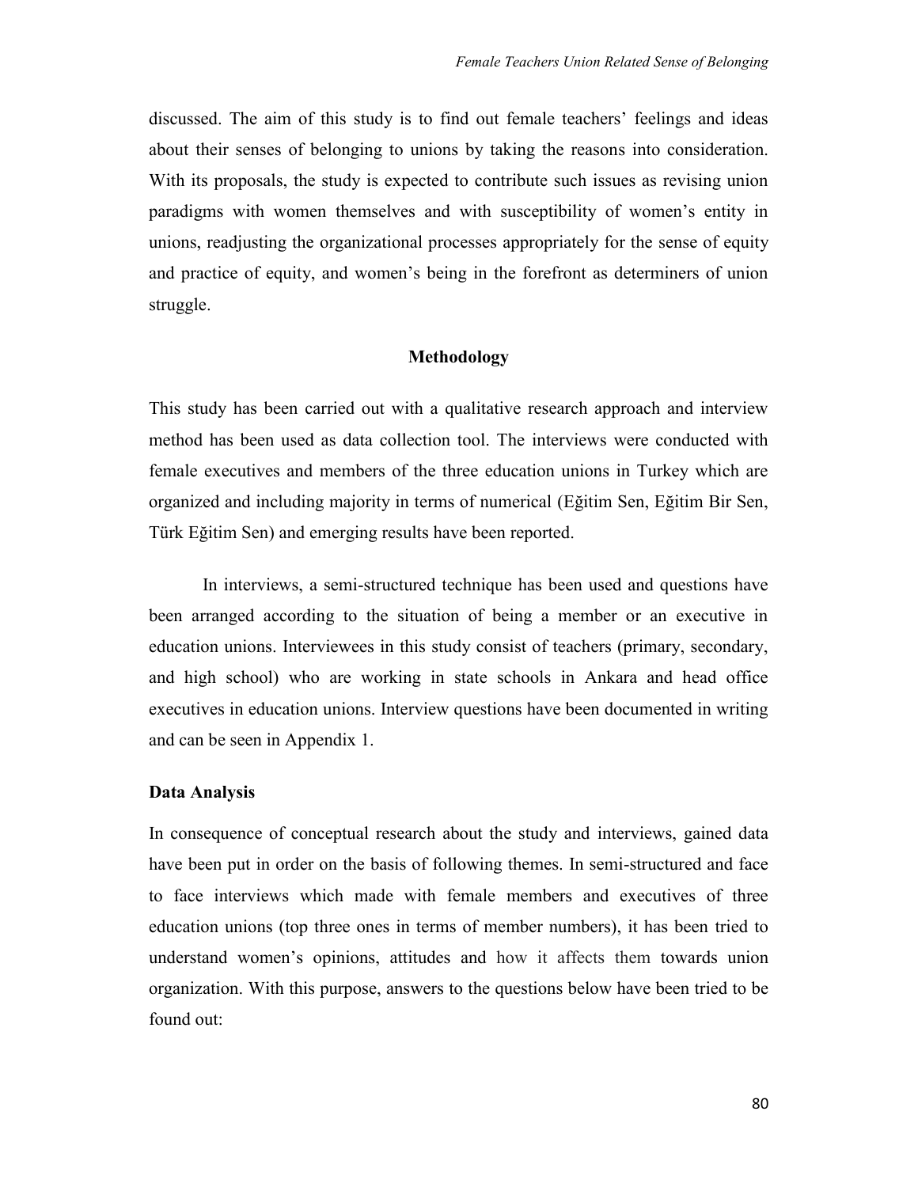discussed. The aim of this study is to find out female teachers' feelings and ideas about their senses of belonging to unions by taking the reasons into consideration. With its proposals, the study is expected to contribute such issues as revising union paradigms with women themselves and with susceptibility of women's entity in unions, readjusting the organizational processes appropriately for the sense of equity and practice of equity, and women's being in the forefront as determiners of union struggle.

## Methodology

This study has been carried out with a qualitative research approach and interview method has been used as data collection tool. The interviews were conducted with female executives and members of the three education unions in Turkey which are organized and including majority in terms of numerical (Eğitim Sen, Eğitim Bir Sen, Türk Eğitim Sen) and emerging results have been reported.

In interviews, a semi-structured technique has been used and questions have been arranged according to the situation of being a member or an executive in education unions. Interviewees in this study consist of teachers (primary, secondary, and high school) who are working in state schools in Ankara and head office executives in education unions. Interview questions have been documented in writing and can be seen in Appendix 1.

### Data Analysis

In consequence of conceptual research about the study and interviews, gained data have been put in order on the basis of following themes. In semi-structured and face to face interviews which made with female members and executives of three education unions (top three ones in terms of member numbers), it has been tried to understand women's opinions, attitudes and how it affects them towards union organization. With this purpose, answers to the questions below have been tried to be found out: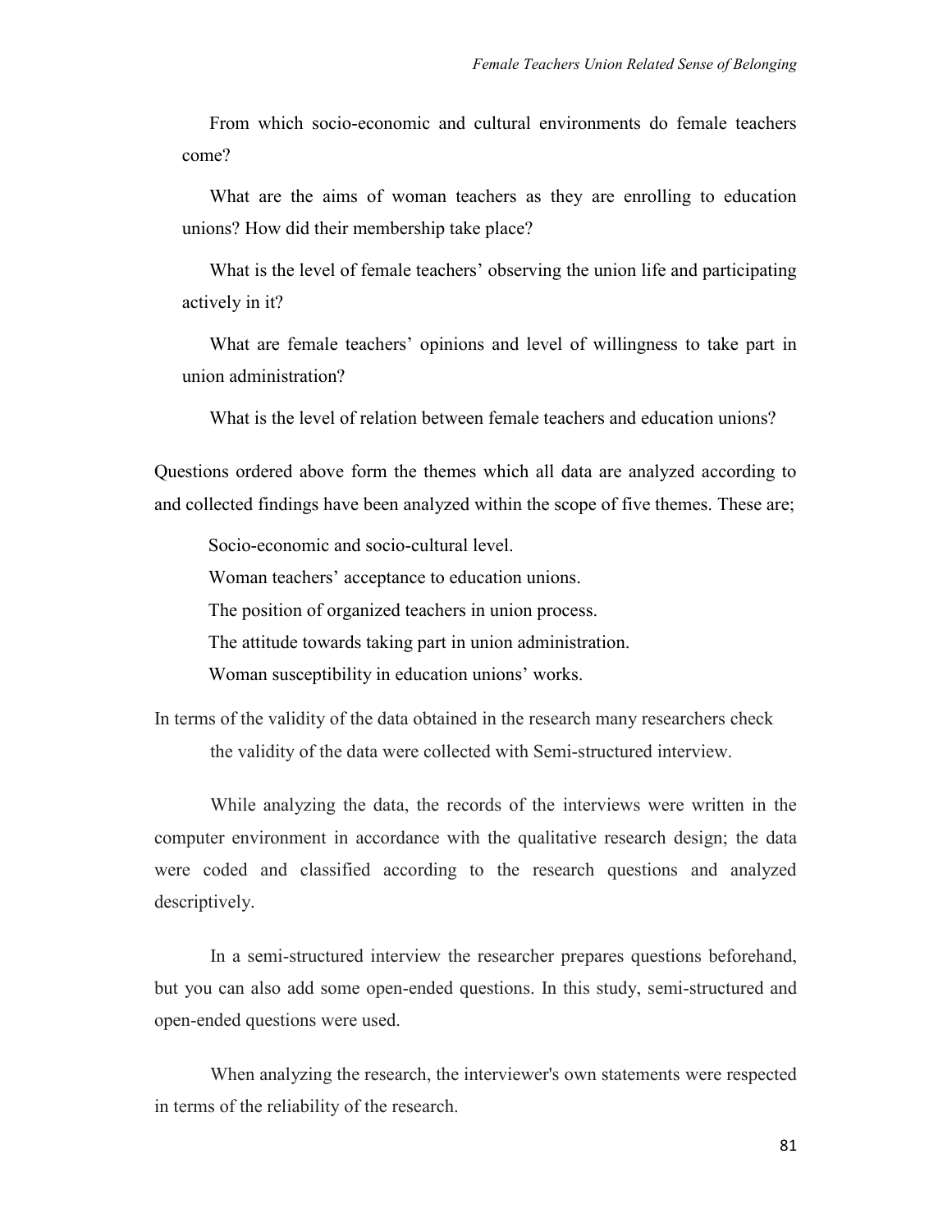From which socio-economic and cultural environments do female teachers come?

What are the aims of woman teachers as they are enrolling to education unions? How did their membership take place?

What is the level of female teachers' observing the union life and participating actively in it?

What are female teachers' opinions and level of willingness to take part in union administration?

What is the level of relation between female teachers and education unions?

Questions ordered above form the themes which all data are analyzed according to and collected findings have been analyzed within the scope of five themes. These are;

Socio-economic and socio-cultural level.

Woman teachers' acceptance to education unions.

The position of organized teachers in union process.

The attitude towards taking part in union administration.

Woman susceptibility in education unions' works.

In terms of the validity of the data obtained in the research many researchers check the validity of the data were collected with Semi-structured interview.

While analyzing the data, the records of the interviews were written in the computer environment in accordance with the qualitative research design; the data were coded and classified according to the research questions and analyzed descriptively.

In a semi-structured interview the researcher prepares questions beforehand, but you can also add some open-ended questions. In this study, semi-structured and open-ended questions were used.

When analyzing the research, the interviewer's own statements were respected in terms of the reliability of the research.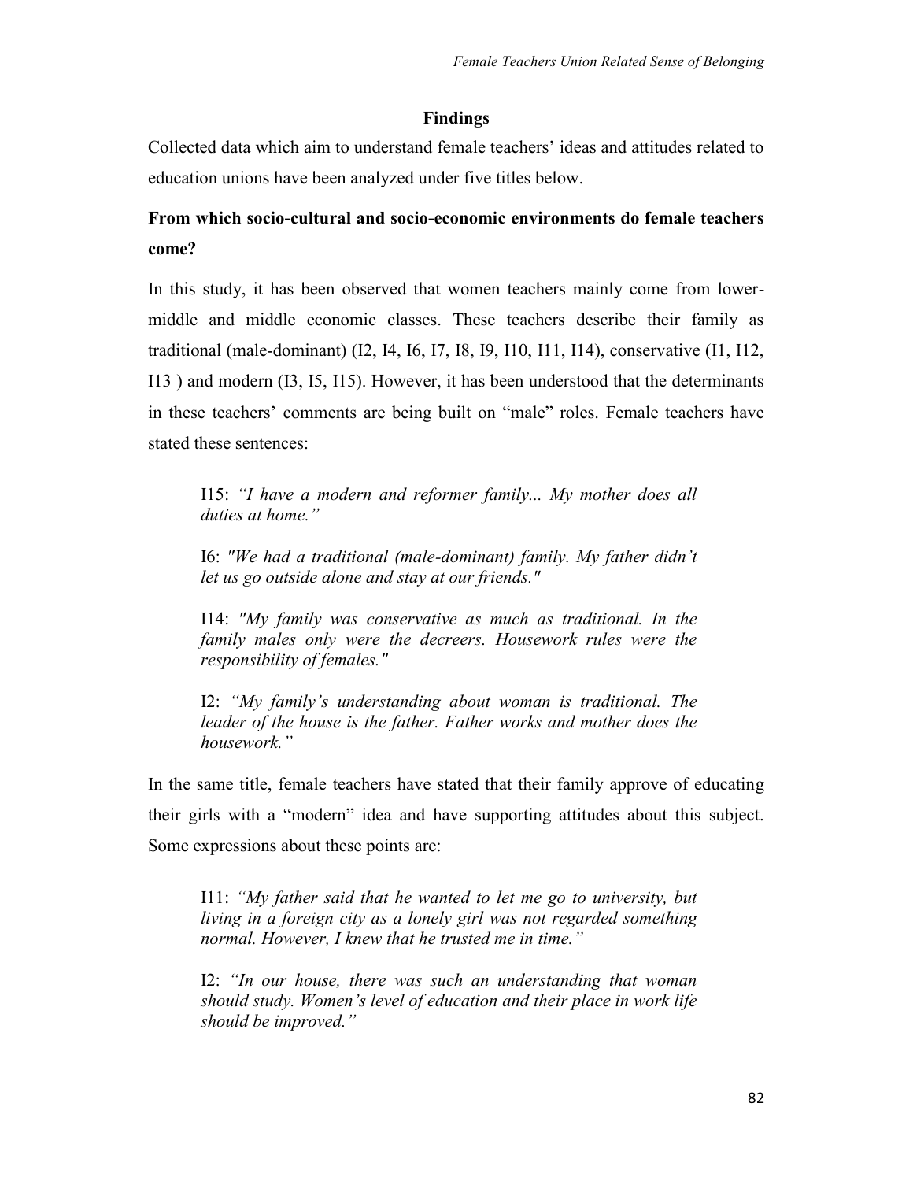## Findings

Collected data which aim to understand female teachers' ideas and attitudes related to education unions have been analyzed under five titles below.

### From which socio-cultural and socio-economic environments do female teachers come?

In this study, it has been observed that women teachers mainly come from lower-middle and middle economic classes. These teachers describe their family as traditional (male-dominant) (I2, I4, I6, I7, I8, I9, I10, I11, I14), conservative (I1, I12, I13 ) and modern (I3, I5, I15). However, it has been understood that the determinants in these teachers' comments are being built on "male" roles. Female teachers have stated these sentences:

> I15: *"I have a modern and reformer family... My mother does all duties at home."*
>
> I6: *"We had a traditional (male-dominant) family. My father didn't let us go outside alone and stay at our friends."*
>
> I14: *"My family was conservative as much as traditional. In the family males only were the decreers. Housework rules were the responsibility of females."*
>
> I2: *"My family's understanding about woman is traditional. The leader of the house is the father. Father works and mother does the housework."*

In the same title, female teachers have stated that their family approve of educating their girls with a "modern" idea and have supporting attitudes about this subject. Some expressions about these points are:

> I11: *"My father said that he wanted to let me go to university, but living in a foreign city as a lonely girl was not regarded something normal. However, I knew that he trusted me in time."*
>
> I2: *"In our house, there was such an understanding that woman should study. Women's level of education and their place in work life should be improved."*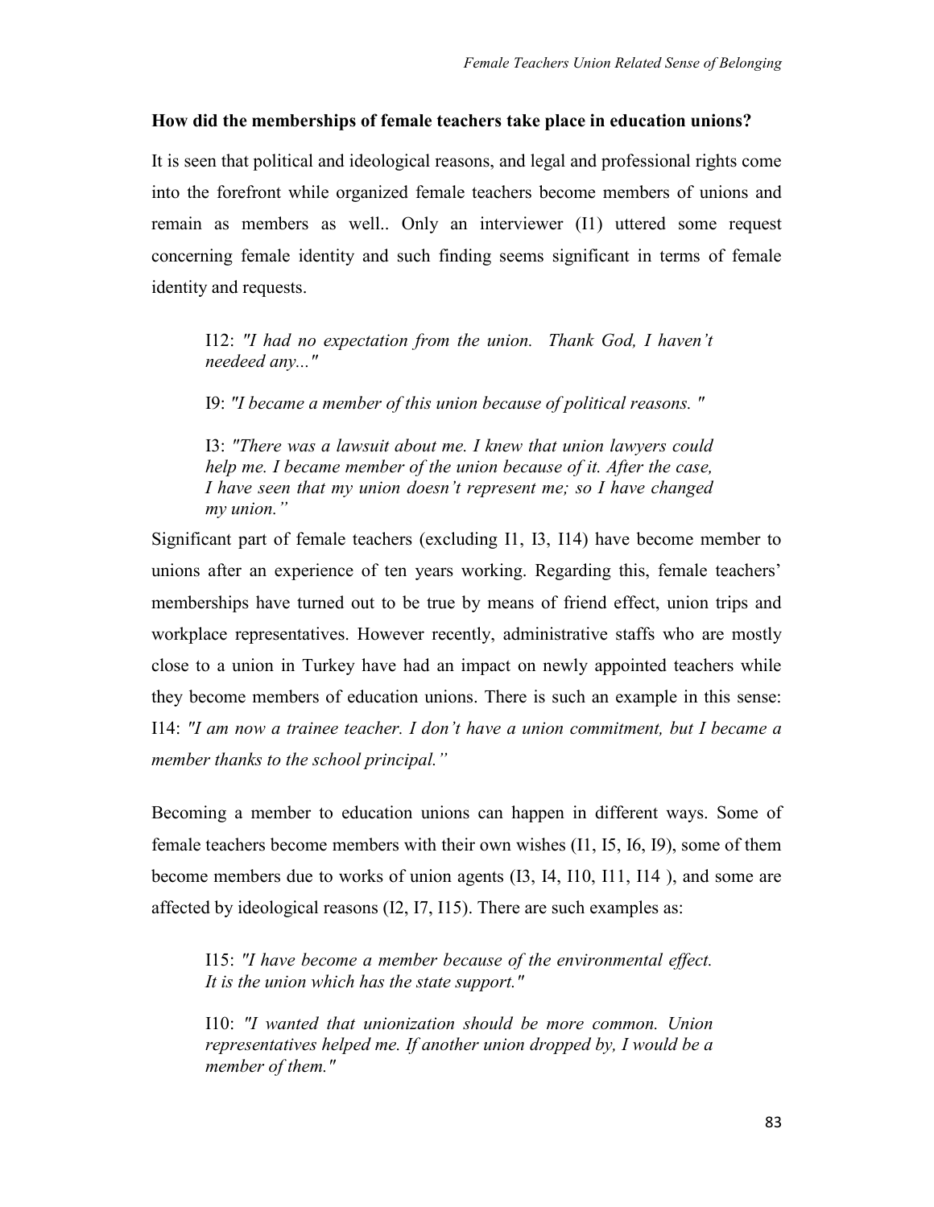**How did the memberships of female teachers take place in education unions?**

It is seen that political and ideological reasons, and legal and professional rights come into the forefront while organized female teachers become members of unions and remain as members as well.. Only an interviewer (I1) uttered some request concerning female identity and such finding seems significant in terms of female identity and requests.

> I12: *"I had no expectation from the union. Thank God, I haven't neeedeed any..."*
>
> I9: *"I became a member of this union because of political reasons. "*
>
> I3: *"There was a lawsuit about me. I knew that union lawyers could help me. I became member of the union because of it. After the case, I have seen that my union doesn't represent me; so I have changed my union."*

Significant part of female teachers (excluding I1, I3, I14) have become member to unions after an experience of ten years working. Regarding this, female teachers' memberships have turned out to be true by means of friend effect, union trips and workplace representatives. However recently, administrative staffs who are mostly close to a union in Turkey have had an impact on newly appointed teachers while they become members of education unions. There is such an example in this sense: I14: *"I am now a trainee teacher. I don't have a union commitment, but I became a member thanks to the school principal."*

Becoming a member to education unions can happen in different ways. Some of female teachers become members with their own wishes (I1, I5, I6, I9), some of them become members due to works of union agents (I3, I4, I10, I11, I14 ), and some are affected by ideological reasons (I2, I7, I15). There are such examples as:

> I15: *"I have become a member because of the environmental effect. It is the union which has the state support."*
>
> I10: *"I wanted that unionization should be more common. Union representatives helped me. If another union dropped by, I would be a member of them."*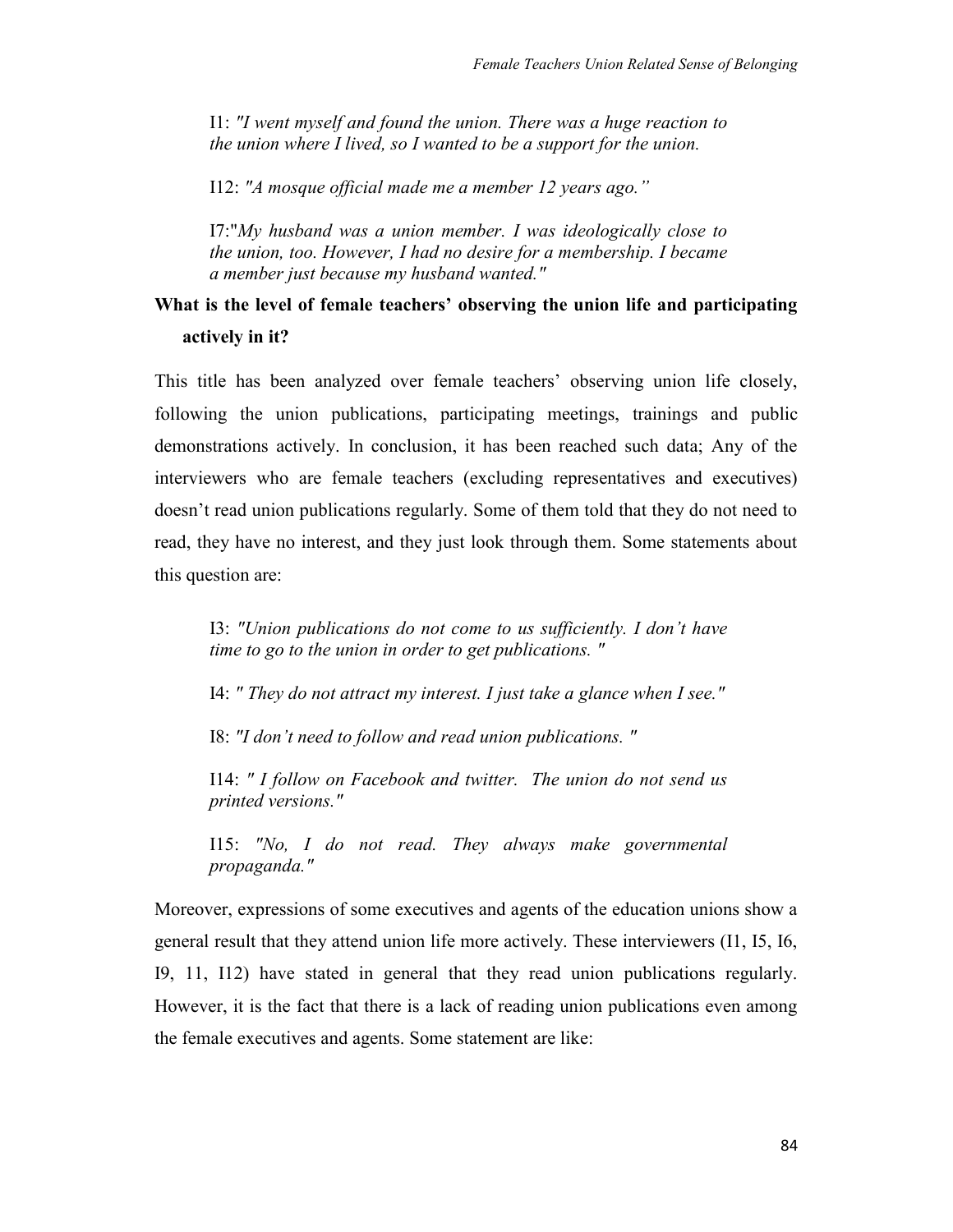I1: *"I went myself and found the union. There was a huge reaction to the union where I lived, so I wanted to be a support for the union.*

I12: *"A mosque official made me a member 12 years ago."*

I7:"*My husband was a union member. I was ideologically close to the union, too. However, I had no desire for a membership. I became a member just because my husband wanted."*

**What is the level of female teachers' observing the union life and participating actively in it?**

This title has been analyzed over female teachers' observing union life closely, following the union publications, participating meetings, trainings and public demonstrations actively. In conclusion, it has been reached such data; Any of the interviewers who are female teachers (excluding representatives and executives) doesn't read union publications regularly. Some of them told that they do not need to read, they have no interest, and they just look through them. Some statements about this question are:

I3: *"Union publications do not come to us sufficiently. I don't have time to go to the union in order to get publications. "*

I4: *" They do not attract my interest. I just take a glance when I see."*

I8: *"I don't need to follow and read union publications. "*

I14: *" I follow on Facebook and twitter. The union do not send us printed versions."*

I15: *"No, I do not read. They always make governmental propaganda."*

Moreover, expressions of some executives and agents of the education unions show a general result that they attend union life more actively. These interviewers (I1, I5, I6, I9, 11, I12) have stated in general that they read union publications regularly. However, it is the fact that there is a lack of reading union publications even among the female executives and agents. Some statement are like: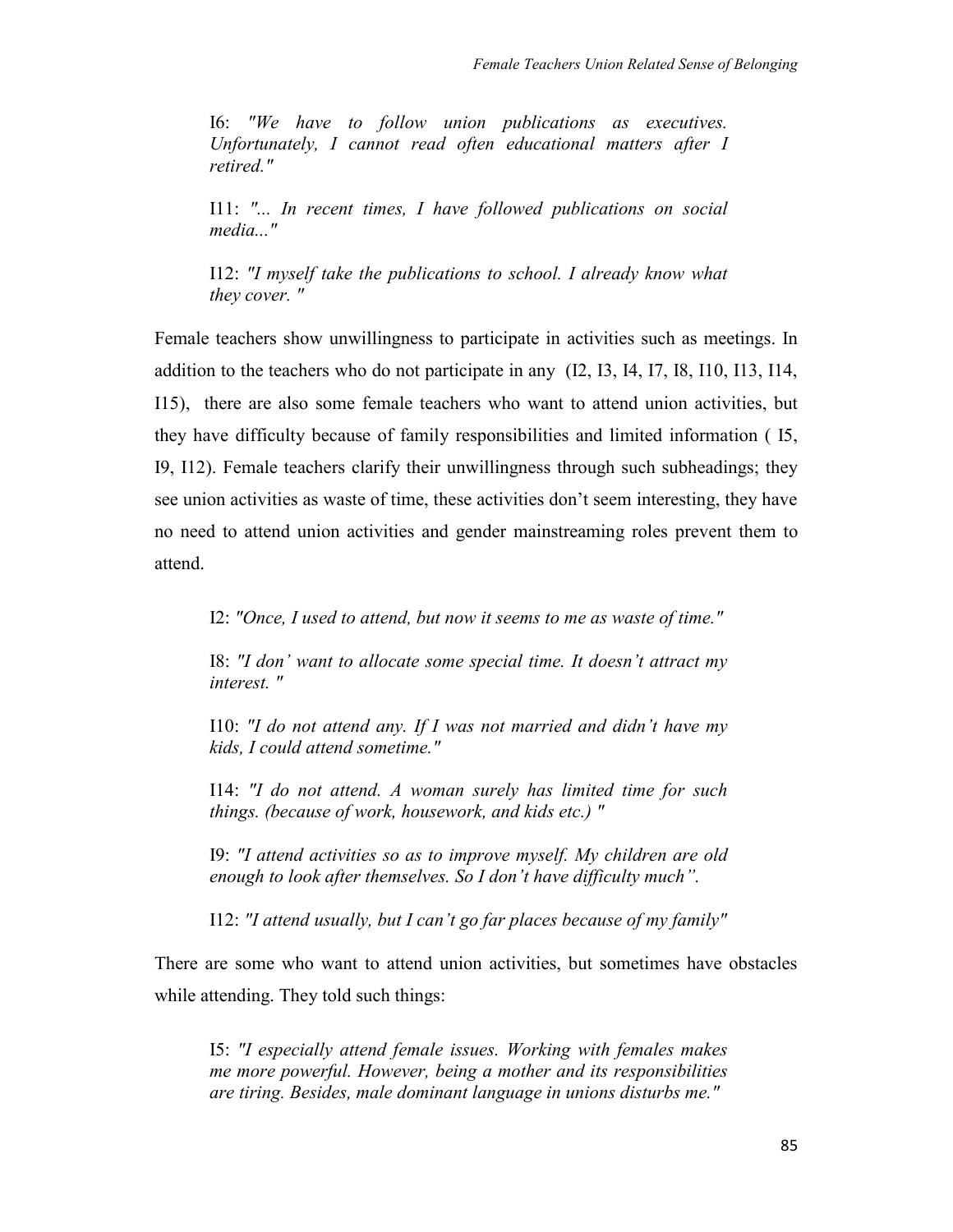I6: *"We have to follow union publications as executives. Unfortunately, I cannot read often educational matters after I retired."*

I11: *"... In recent times, I have followed publications on social media..."*

I12: *"I myself take the publications to school. I already know what they cover. "*

Female teachers show unwillingness to participate in activities such as meetings. In addition to the teachers who do not participate in any (I2, I3, I4, I7, I8, I10, I13, I14, I15), there are also some female teachers who want to attend union activities, but they have difficulty because of family responsibilities and limited information ( I5, I9, I12). Female teachers clarify their unwillingness through such subheadings; they see union activities as waste of time, these activities don't seem interesting, they have no need to attend union activities and gender mainstreaming roles prevent them to attend.

I2: *"Once, I used to attend, but now it seems to me as waste of time."*

I8: *"I don' want to allocate some special time. It doesn't attract my interest. "*

I10: *"I do not attend any. If I was not married and didn't have my kids, I could attend sometime."*

I14: *"I do not attend. A woman surely has limited time for such things. (because of work, housework, and kids etc.) "*

I9: *"I attend activities so as to improve myself. My children are old enough to look after themselves. So I don't have difficulty much".*

I12: *"I attend usually, but I can't go far places because of my family"*

There are some who want to attend union activities, but sometimes have obstacles while attending. They told such things:

I5: *"I especially attend female issues. Working with females makes me more powerful. However, being a mother and its responsibilities are tiring. Besides, male dominant language in unions disturbs me."*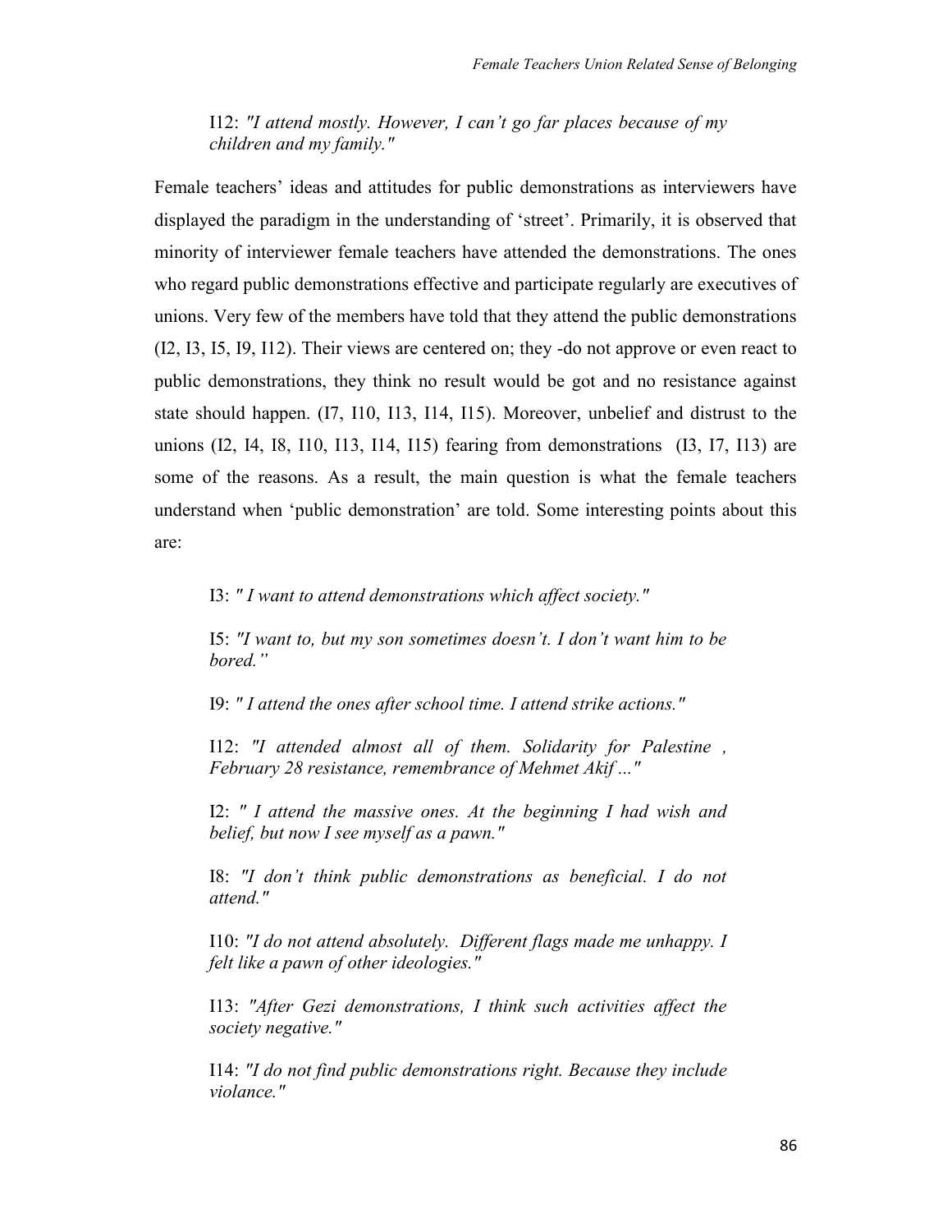I12: *"I attend mostly. However, I can't go far places because of my children and my family."*

Female teachers' ideas and attitudes for public demonstrations as interviewers have displayed the paradigm in the understanding of 'street'. Primarily, it is observed that minority of interviewer female teachers have attended the demonstrations. The ones who regard public demonstrations effective and participate regularly are executives of unions. Very few of the members have told that they attend the public demonstrations (I2, I3, I5, I9, I12). Their views are centered on; they -do not approve or even react to public demonstrations, they think no result would be got and no resistance against state should happen. (I7, I10, I13, I14, I15). Moreover, unbelief and distrust to the unions (I2, I4, I8, I10, I13, I14, I15) fearing from demonstrations (I3, I7, I13) are some of the reasons. As a result, the main question is what the female teachers understand when 'public demonstration' are told. Some interesting points about this are:

I3: *" I want to attend demonstrations which affect society."*

I5: *"I want to, but my son sometimes doesn't. I don't want him to be bored."*

I9: *" I attend the ones after school time. I attend strike actions."*

I12: *"I attended almost all of them. Solidarity for Palestine , February 28 resistance, remembrance of Mehmet Akif …"*

I2: *" I attend the massive ones. At the beginning I had wish and belief, but now I see myself as a pawn."*

I8: *"I don't think public demonstrations as beneficial. I do not attend."*

I10: *"I do not attend absolutely. Different flags made me unhappy. I felt like a pawn of other ideologies."*

I13: *"After Gezi demonstrations, I think such activities affect the society negative."*

I14: *"I do not find public demonstrations right. Because they include violance."*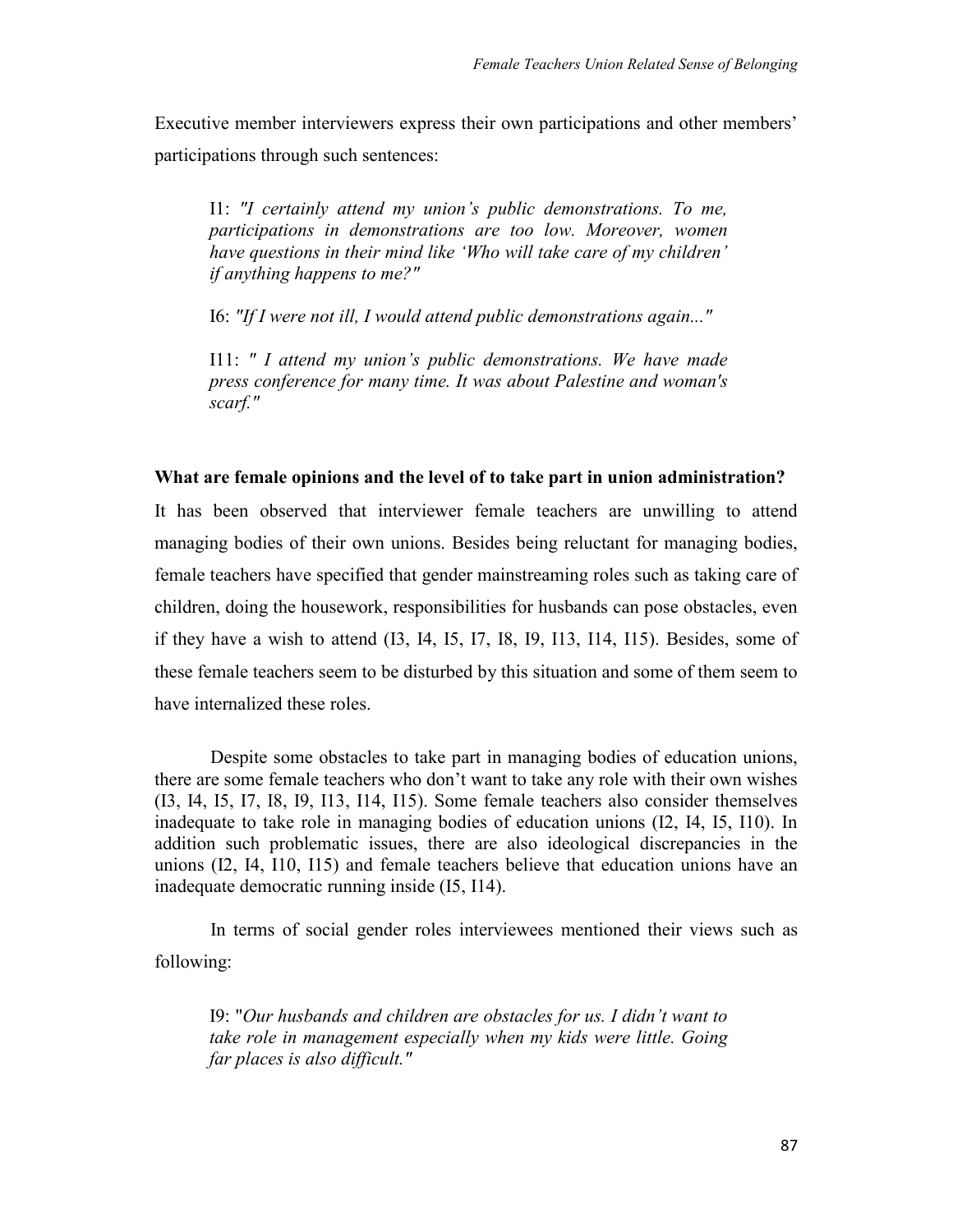Executive member interviewers express their own participations and other members' participations through such sentences:

> I1: *"I certainly attend my union's public demonstrations. To me, participations in demonstrations are too low. Moreover, women have questions in their mind like 'Who will take care of my children' if anything happens to me?"*
>
> I6: *"If I were not ill, I would attend public demonstrations again..."*
>
> I11: *" I attend my union's public demonstrations. We have made press conference for many time. It was about Palestine and woman's scarf."*

**What are female opinions and the level of to take part in union administration?**

It has been observed that interviewer female teachers are unwilling to attend managing bodies of their own unions. Besides being reluctant for managing bodies, female teachers have specified that gender mainstreaming roles such as taking care of children, doing the housework, responsibilities for husbands can pose obstacles, even if they have a wish to attend (I3, I4, I5, I7, I8, I9, I13, I14, I15). Besides, some of these female teachers seem to be disturbed by this situation and some of them seem to have internalized these roles.

Despite some obstacles to take part in managing bodies of education unions, there are some female teachers who don't want to take any role with their own wishes (I3, I4, I5, I7, I8, I9, I13, I14, I15). Some female teachers also consider themselves inadequate to take role in managing bodies of education unions (I2, I4, I5, I10). In addition such problematic issues, there are also ideological discrepancies in the unions (I2, I4, I10, I15) and female teachers believe that education unions have an inadequate democratic running inside (I5, I14).

In terms of social gender roles interviewees mentioned their views such as following:

> I9: "*Our husbands and children are obstacles for us. I didn't want to take role in management especially when my kids were little. Going far places is also difficult."*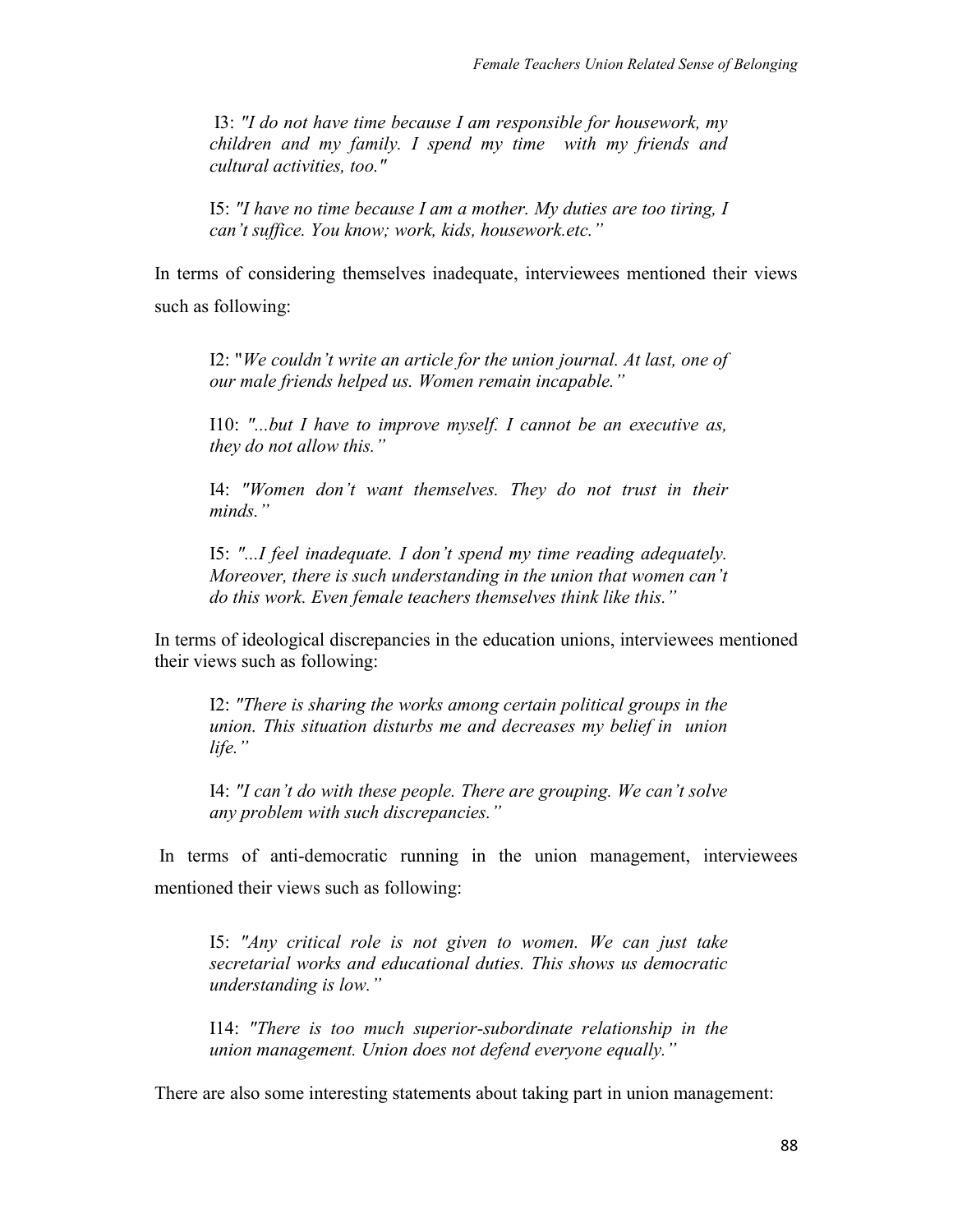I3: *"I do not have time because I am responsible for housework, my children and my family. I spend my time with my friends and cultural activities, too."*

I5: *"I have no time because I am a mother. My duties are too tiring, I can't suffice. You know; work, kids, housework.etc."*

In terms of considering themselves inadequate, interviewees mentioned their views such as following:

I2: "*We couldn't write an article for the union journal. At last, one of our male friends helped us. Women remain incapable."*

I10: *"...but I have to improve myself. I cannot be an executive as, they do not allow this."*

I4: *"Women don't want themselves. They do not trust in their minds."*

I5: *"...I feel inadequate. I don't spend my time reading adequately. Moreover, there is such understanding in the union that women can't do this work. Even female teachers themselves think like this."*

In terms of ideological discrepancies in the education unions, interviewees mentioned their views such as following:

I2: *"There is sharing the works among certain political groups in the union. This situation disturbs me and decreases my belief in union life."*

I4: *"I can't do with these people. There are grouping. We can't solve any problem with such discrepancies."*

In terms of anti-democratic running in the union management, interviewees mentioned their views such as following:

I5: *"Any critical role is not given to women. We can just take secretarial works and educational duties. This shows us democratic understanding is low."*

I14: *"There is too much superior-subordinate relationship in the union management. Union does not defend everyone equally."*

There are also some interesting statements about taking part in union management: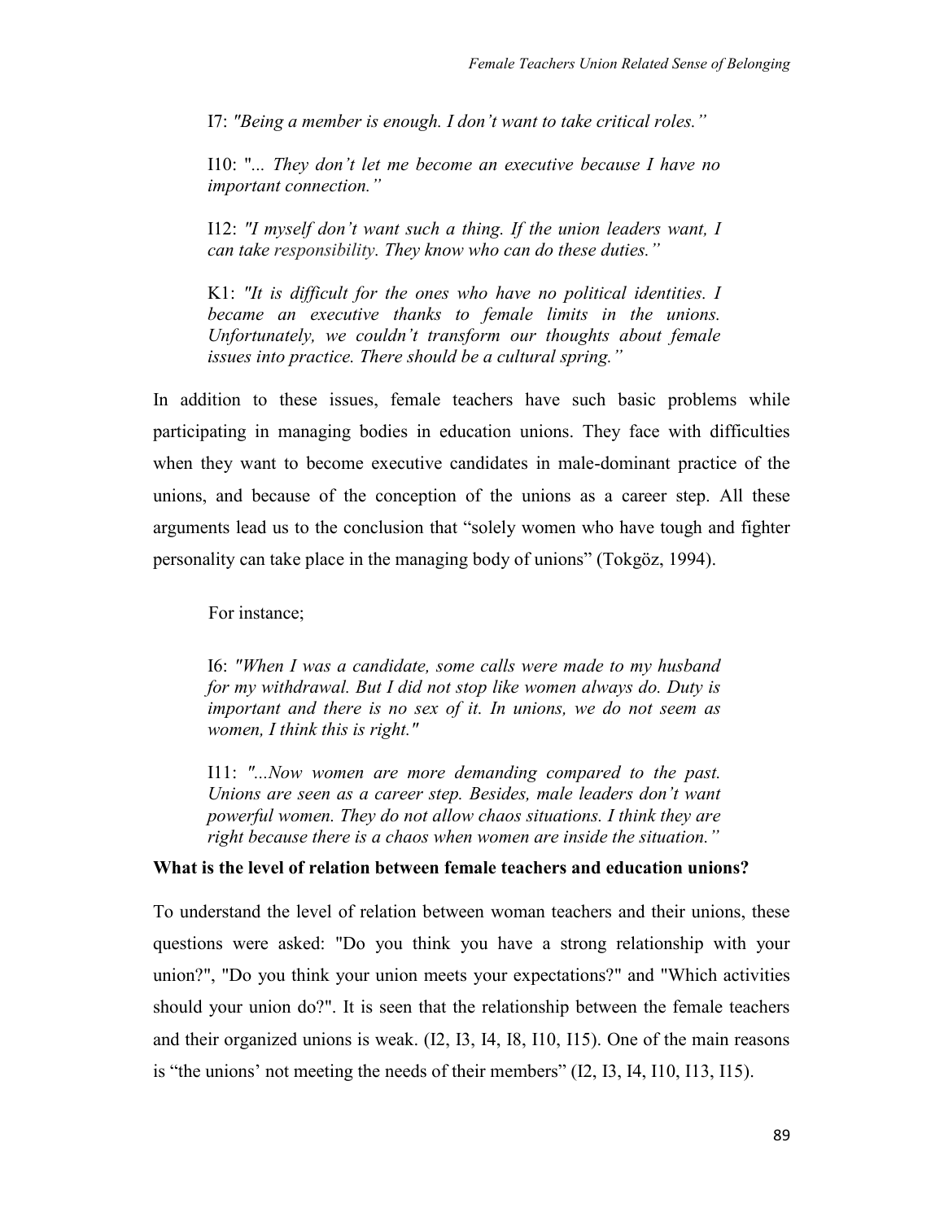I7: *"Being a member is enough. I don’t want to take critical roles.”*

I10: "*... They don’t let me become an executive because I have no important connection.”*

I12: *"I myself don’t want such a thing. If the union leaders want, I can take responsibility. They know who can do these duties.”*

K1: *"It is difficult for the ones who have no political identities. I became an executive thanks to female limits in the unions. Unfortunately, we couldn’t transform our thoughts about female issues into practice. There should be a cultural spring.”*

In addition to these issues, female teachers have such basic problems while participating in managing bodies in education unions. They face with difficulties when they want to become executive candidates in male-dominant practice of the unions, and because of the conception of the unions as a career step. All these arguments lead us to the conclusion that “solely women who have tough and fighter personality can take place in the managing body of unions” (Tokgöz, 1994).

For instance;

I6: *"When I was a candidate, some calls were made to my husband for my withdrawal. But I did not stop like women always do. Duty is important and there is no sex of it. In unions, we do not seem as women, I think this is right."*

I11: *"...Now women are more demanding compared to the past. Unions are seen as a career step. Besides, male leaders don’t want powerful women. They do not allow chaos situations. I think they are right because there is a chaos when women are inside the situation.”*

**What is the level of relation between female teachers and education unions?**

To understand the level of relation between woman teachers and their unions, these questions were asked: "Do you think you have a strong relationship with your union?", "Do you think your union meets your expectations?" and "Which activities should your union do?". It is seen that the relationship between the female teachers and their organized unions is weak. (I2, I3, I4, I8, I10, I15). One of the main reasons is “the unions’ not meeting the needs of their members” (I2, I3, I4, I10, I13, I15).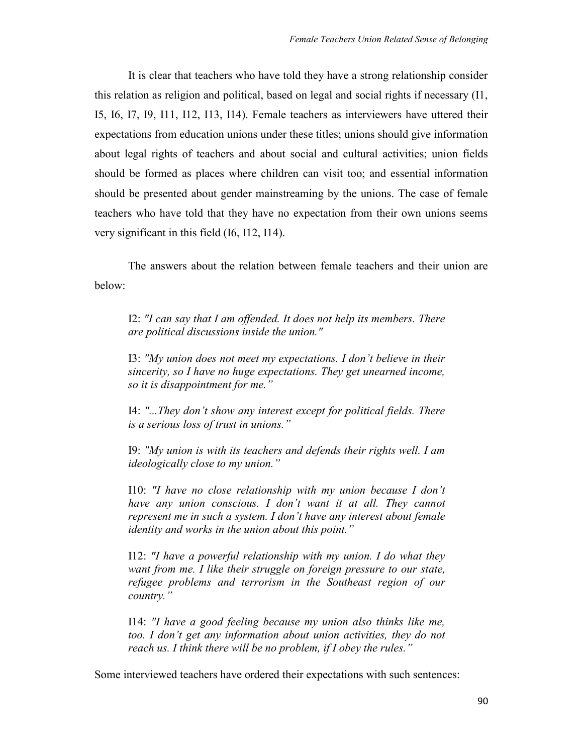It is clear that teachers who have told they have a strong relationship consider this relation as religion and political, based on legal and social rights if necessary (I1, I5, I6, I7, I9, I11, I12, I13, I14). Female teachers as interviewers have uttered their expectations from education unions under these titles; unions should give information about legal rights of teachers and about social and cultural activities; union fields should be formed as places where children can visit too; and essential information should be presented about gender mainstreaming by the unions. The case of female teachers who have told that they have no expectation from their own unions seems very significant in this field (I6, I12, I14).

The answers about the relation between female teachers and their union are below:

> I2: *"I can say that I am offended. It does not help its members. There are political discussions inside the union."*
>
> I3: *"My union does not meet my expectations. I don't believe in their sincerity, so I have no huge expectations. They get unearned income, so it is disappointment for me."*
>
> I4: *"...They don't show any interest except for political fields. There is a serious loss of trust in unions."*
>
> I9: *"My union is with its teachers and defends their rights well. I am ideologically close to my union."*
>
> I10: *"I have no close relationship with my union because I don't have any union conscious. I don't want it at all. They cannot represent me in such a system. I don't have any interest about female identity and works in the union about this point."*
>
> I12: *"I have a powerful relationship with my union. I do what they want from me. I like their struggle on foreign pressure to our state, refugee problems and terrorism in the Southeast region of our country."*
>
> I14: *"I have a good feeling because my union also thinks like me, too. I don't get any information about union activities, they do not reach us. I think there will be no problem, if I obey the rules."*

Some interviewed teachers have ordered their expectations with such sentences: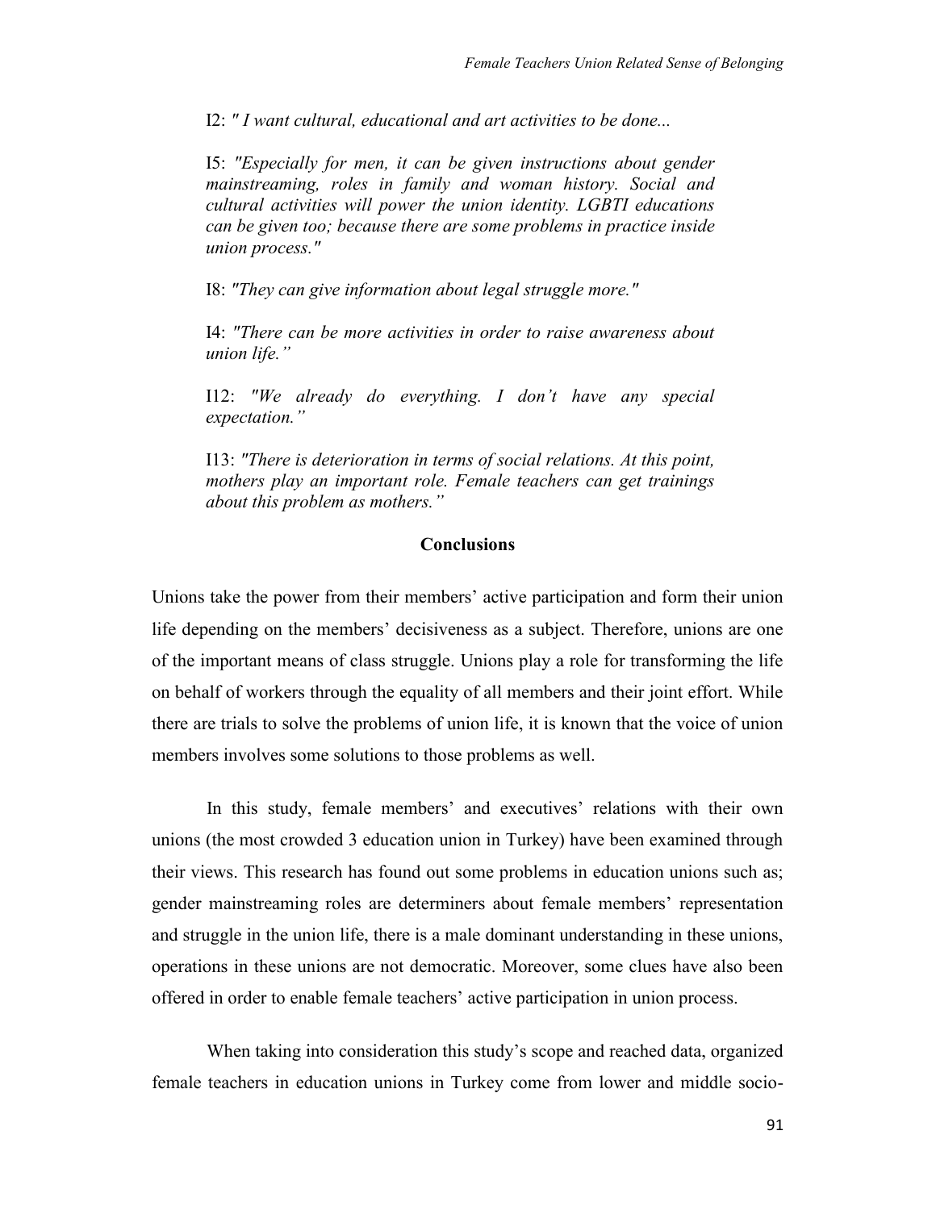I2: *" I want cultural, educational and art activities to be done...*

I5: *"Especially for men, it can be given instructions about gender mainstreaming, roles in family and woman history. Social and cultural activities will power the union identity. LGBTI educations can be given too; because there are some problems in practice inside union process."*

I8: *"They can give information about legal struggle more."*

I4: *"There can be more activities in order to raise awareness about union life."*

I12: *"We already do everything. I don't have any special expectation."*

I13: *"There is deterioration in terms of social relations. At this point, mothers play an important role. Female teachers can get trainings about this problem as mothers."*

## Conclusions

Unions take the power from their members' active participation and form their union life depending on the members' decisiveness as a subject. Therefore, unions are one of the important means of class struggle. Unions play a role for transforming the life on behalf of workers through the equality of all members and their joint effort. While there are trials to solve the problems of union life, it is known that the voice of union members involves some solutions to those problems as well.

In this study, female members' and executives' relations with their own unions (the most crowded 3 education union in Turkey) have been examined through their views. This research has found out some problems in education unions such as; gender mainstreaming roles are determiners about female members' representation and struggle in the union life, there is a male dominant understanding in these unions, operations in these unions are not democratic. Moreover, some clues have also been offered in order to enable female teachers' active participation in union process.

When taking into consideration this study's scope and reached data, organized female teachers in education unions in Turkey come from lower and middle socio-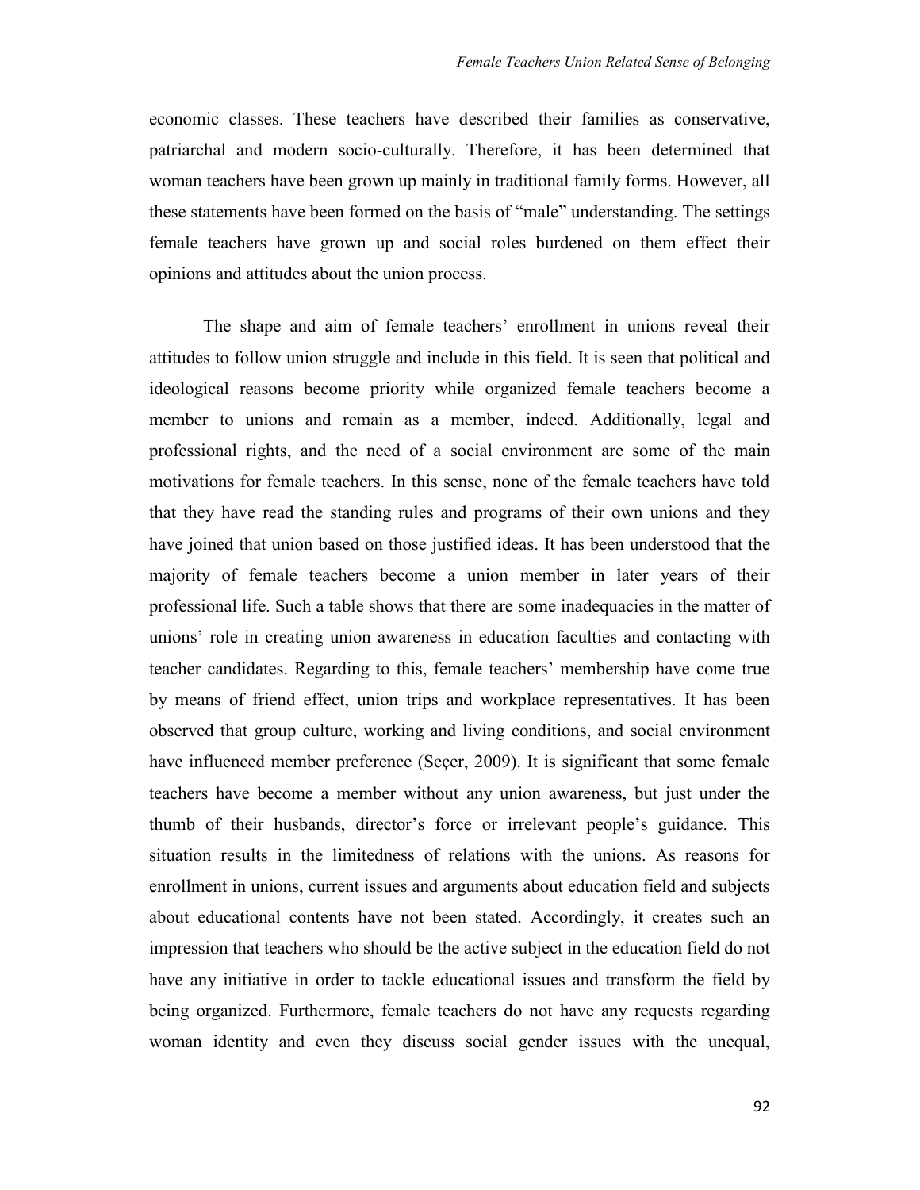economic classes. These teachers have described their families as conservative, patriarchal and modern socio-culturally. Therefore, it has been determined that woman teachers have been grown up mainly in traditional family forms. However, all these statements have been formed on the basis of "male" understanding. The settings female teachers have grown up and social roles burdened on them effect their opinions and attitudes about the union process.

The shape and aim of female teachers' enrollment in unions reveal their attitudes to follow union struggle and include in this field. It is seen that political and ideological reasons become priority while organized female teachers become a member to unions and remain as a member, indeed. Additionally, legal and professional rights, and the need of a social environment are some of the main motivations for female teachers. In this sense, none of the female teachers have told that they have read the standing rules and programs of their own unions and they have joined that union based on those justified ideas. It has been understood that the majority of female teachers become a union member in later years of their professional life. Such a table shows that there are some inadequacies in the matter of unions' role in creating union awareness in education faculties and contacting with teacher candidates. Regarding to this, female teachers' membership have come true by means of friend effect, union trips and workplace representatives. It has been observed that group culture, working and living conditions, and social environment have influenced member preference (Seçer, 2009). It is significant that some female teachers have become a member without any union awareness, but just under the thumb of their husbands, director's force or irrelevant people's guidance. This situation results in the limitedness of relations with the unions. As reasons for enrollment in unions, current issues and arguments about education field and subjects about educational contents have not been stated. Accordingly, it creates such an impression that teachers who should be the active subject in the education field do not have any initiative in order to tackle educational issues and transform the field by being organized. Furthermore, female teachers do not have any requests regarding woman identity and even they discuss social gender issues with the unequal,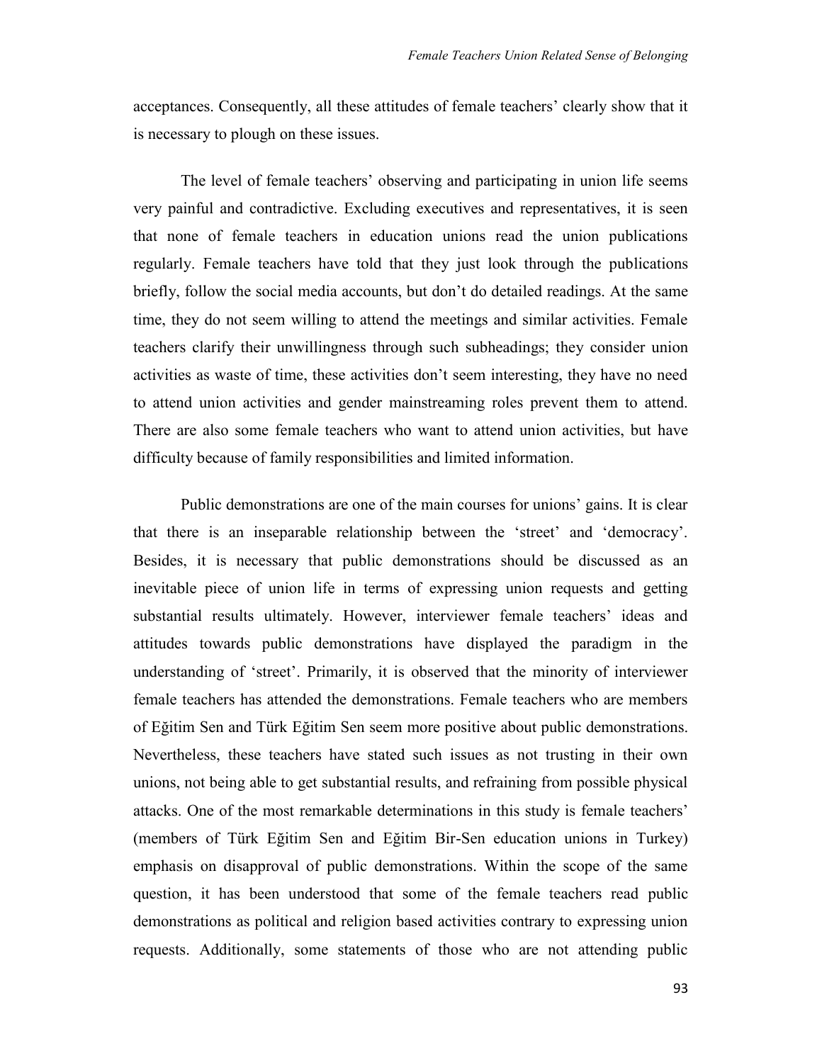acceptances. Consequently, all these attitudes of female teachers' clearly show that it is necessary to plough on these issues.

The level of female teachers' observing and participating in union life seems very painful and contradictive. Excluding executives and representatives, it is seen that none of female teachers in education unions read the union publications regularly. Female teachers have told that they just look through the publications briefly, follow the social media accounts, but don't do detailed readings. At the same time, they do not seem willing to attend the meetings and similar activities. Female teachers clarify their unwillingness through such subheadings; they consider union activities as waste of time, these activities don't seem interesting, they have no need to attend union activities and gender mainstreaming roles prevent them to attend. There are also some female teachers who want to attend union activities, but have difficulty because of family responsibilities and limited information.

Public demonstrations are one of the main courses for unions' gains. It is clear that there is an inseparable relationship between the 'street' and 'democracy'. Besides, it is necessary that public demonstrations should be discussed as an inevitable piece of union life in terms of expressing union requests and getting substantial results ultimately. However, interviewer female teachers' ideas and attitudes towards public demonstrations have displayed the paradigm in the understanding of 'street'. Primarily, it is observed that the minority of interviewer female teachers has attended the demonstrations. Female teachers who are members of Eğitim Sen and Türk Eğitim Sen seem more positive about public demonstrations. Nevertheless, these teachers have stated such issues as not trusting in their own unions, not being able to get substantial results, and refraining from possible physical attacks. One of the most remarkable determinations in this study is female teachers' (members of Türk Eğitim Sen and Eğitim Bir-Sen education unions in Turkey) emphasis on disapproval of public demonstrations. Within the scope of the same question, it has been understood that some of the female teachers read public demonstrations as political and religion based activities contrary to expressing union requests. Additionally, some statements of those who are not attending public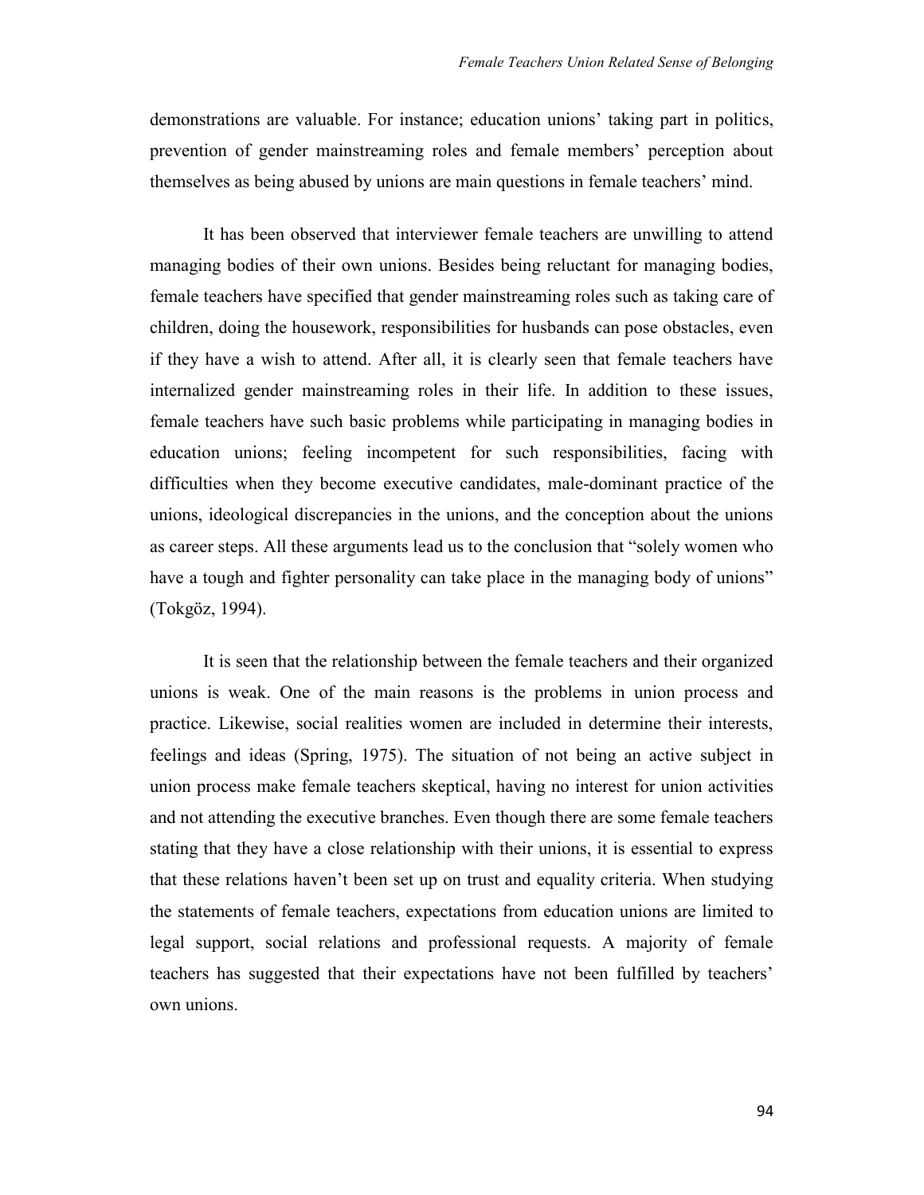demonstrations are valuable. For instance; education unions' taking part in politics, prevention of gender mainstreaming roles and female members' perception about themselves as being abused by unions are main questions in female teachers' mind.

It has been observed that interviewer female teachers are unwilling to attend managing bodies of their own unions. Besides being reluctant for managing bodies, female teachers have specified that gender mainstreaming roles such as taking care of children, doing the housework, responsibilities for husbands can pose obstacles, even if they have a wish to attend. After all, it is clearly seen that female teachers have internalized gender mainstreaming roles in their life. In addition to these issues, female teachers have such basic problems while participating in managing bodies in education unions; feeling incompetent for such responsibilities, facing with difficulties when they become executive candidates, male-dominant practice of the unions, ideological discrepancies in the unions, and the conception about the unions as career steps. All these arguments lead us to the conclusion that "solely women who have a tough and fighter personality can take place in the managing body of unions" (Tokgöz, 1994).

It is seen that the relationship between the female teachers and their organized unions is weak. One of the main reasons is the problems in union process and practice. Likewise, social realities women are included in determine their interests, feelings and ideas (Spring, 1975). The situation of not being an active subject in union process make female teachers skeptical, having no interest for union activities and not attending the executive branches. Even though there are some female teachers stating that they have a close relationship with their unions, it is essential to express that these relations haven't been set up on trust and equality criteria. When studying the statements of female teachers, expectations from education unions are limited to legal support, social relations and professional requests. A majority of female teachers has suggested that their expectations have not been fulfilled by teachers' own unions.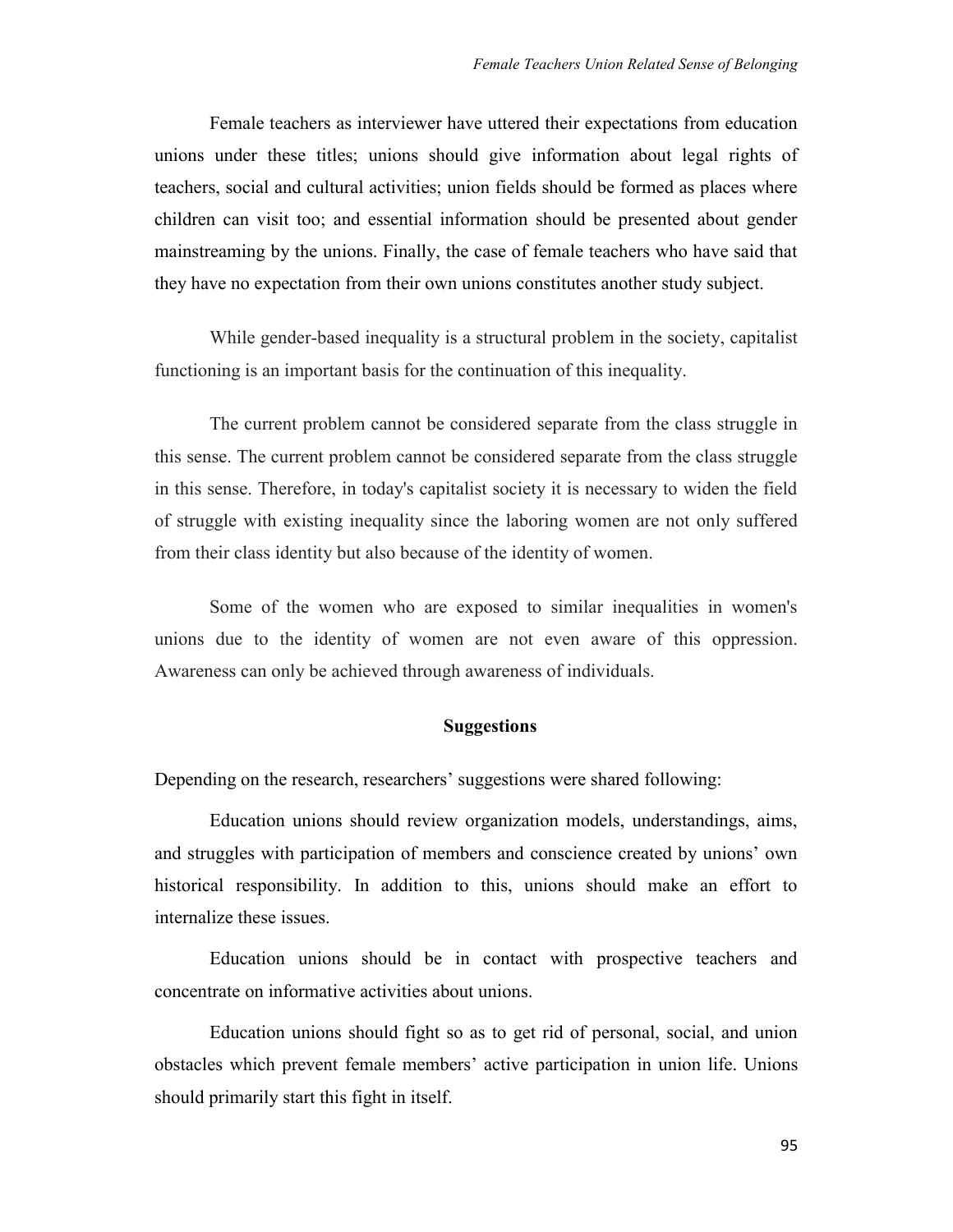Female teachers as interviewer have uttered their expectations from education unions under these titles; unions should give information about legal rights of teachers, social and cultural activities; union fields should be formed as places where children can visit too; and essential information should be presented about gender mainstreaming by the unions. Finally, the case of female teachers who have said that they have no expectation from their own unions constitutes another study subject.

While gender-based inequality is a structural problem in the society, capitalist functioning is an important basis for the continuation of this inequality.

The current problem cannot be considered separate from the class struggle in this sense. The current problem cannot be considered separate from the class struggle in this sense. Therefore, in today's capitalist society it is necessary to widen the field of struggle with existing inequality since the laboring women are not only suffered from their class identity but also because of the identity of women.

Some of the women who are exposed to similar inequalities in women's unions due to the identity of women are not even aware of this oppression. Awareness can only be achieved through awareness of individuals.

## Suggestions

Depending on the research, researchers' suggestions were shared following:

Education unions should review organization models, understandings, aims, and struggles with participation of members and conscience created by unions' own historical responsibility. In addition to this, unions should make an effort to internalize these issues.

Education unions should be in contact with prospective teachers and concentrate on informative activities about unions.

Education unions should fight so as to get rid of personal, social, and union obstacles which prevent female members' active participation in union life. Unions should primarily start this fight in itself.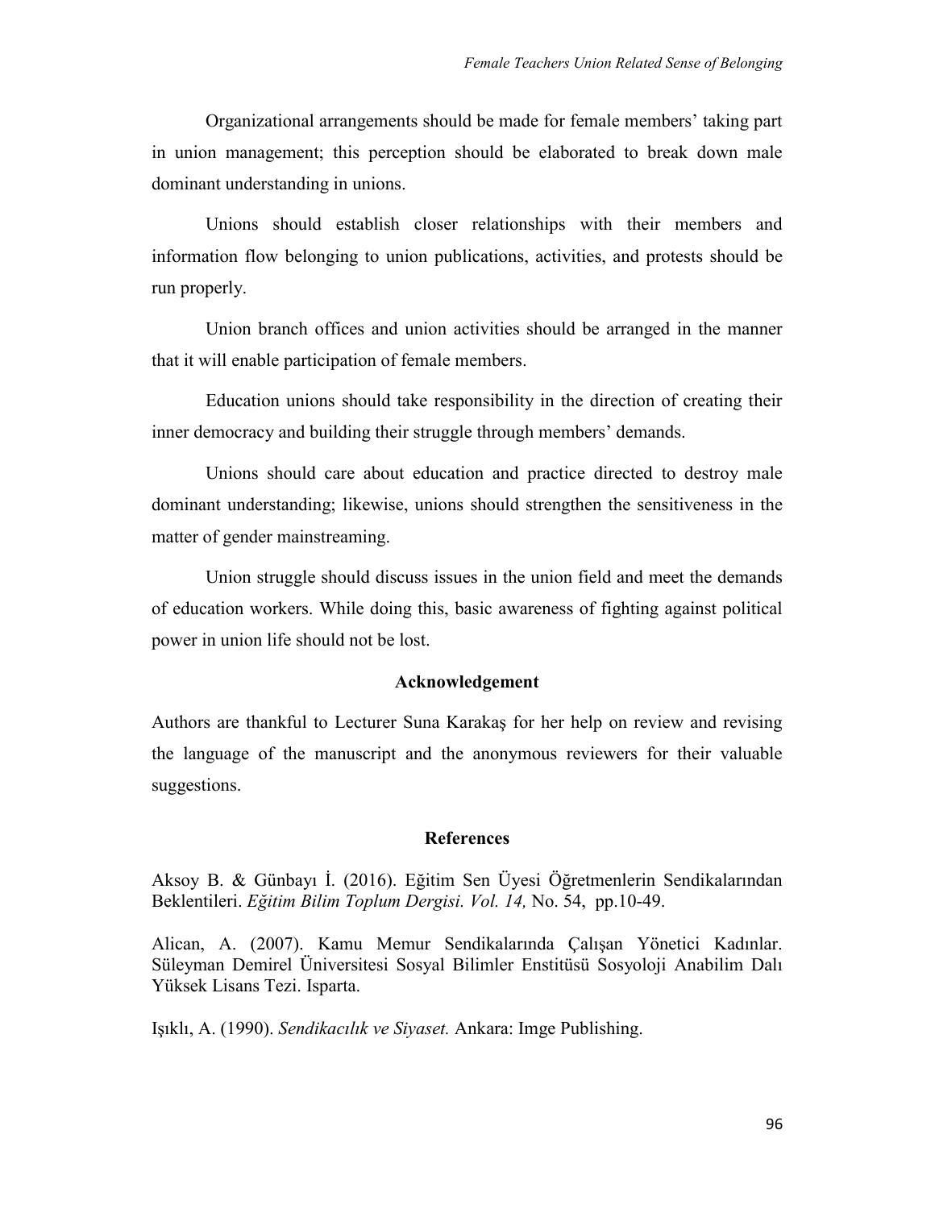Organizational arrangements should be made for female members' taking part in union management; this perception should be elaborated to break down male dominant understanding in unions.

Unions should establish closer relationships with their members and information flow belonging to union publications, activities, and protests should be run properly.

Union branch offices and union activities should be arranged in the manner that it will enable participation of female members.

Education unions should take responsibility in the direction of creating their inner democracy and building their struggle through members' demands.

Unions should care about education and practice directed to destroy male dominant understanding; likewise, unions should strengthen the sensitiveness in the matter of gender mainstreaming.

Union struggle should discuss issues in the union field and meet the demands of education workers. While doing this, basic awareness of fighting against political power in union life should not be lost.

## Acknowledgement

Authors are thankful to Lecturer Suna Karakaş for her help on review and revising the language of the manuscript and the anonymous reviewers for their valuable suggestions.

## References

Aksoy B. & Günbayı İ. (2016). Eğitim Sen Üyesi Öğretmenlerin Sendikalarından Beklentileri. *Eğitim Bilim Toplum Dergisi. Vol. 14,* No. 54, pp.10-49.

Alican, A. (2007). Kamu Memur Sendikalarında Çalışan Yönetici Kadınlar. Süleyman Demirel Üniversitesi Sosyal Bilimler Enstitüsü Sosyoloji Anabilim Dalı Yüksek Lisans Tezi. Isparta.

Işıklı, A. (1990). *Sendikacılık ve Siyaset.* Ankara: Imge Publishing.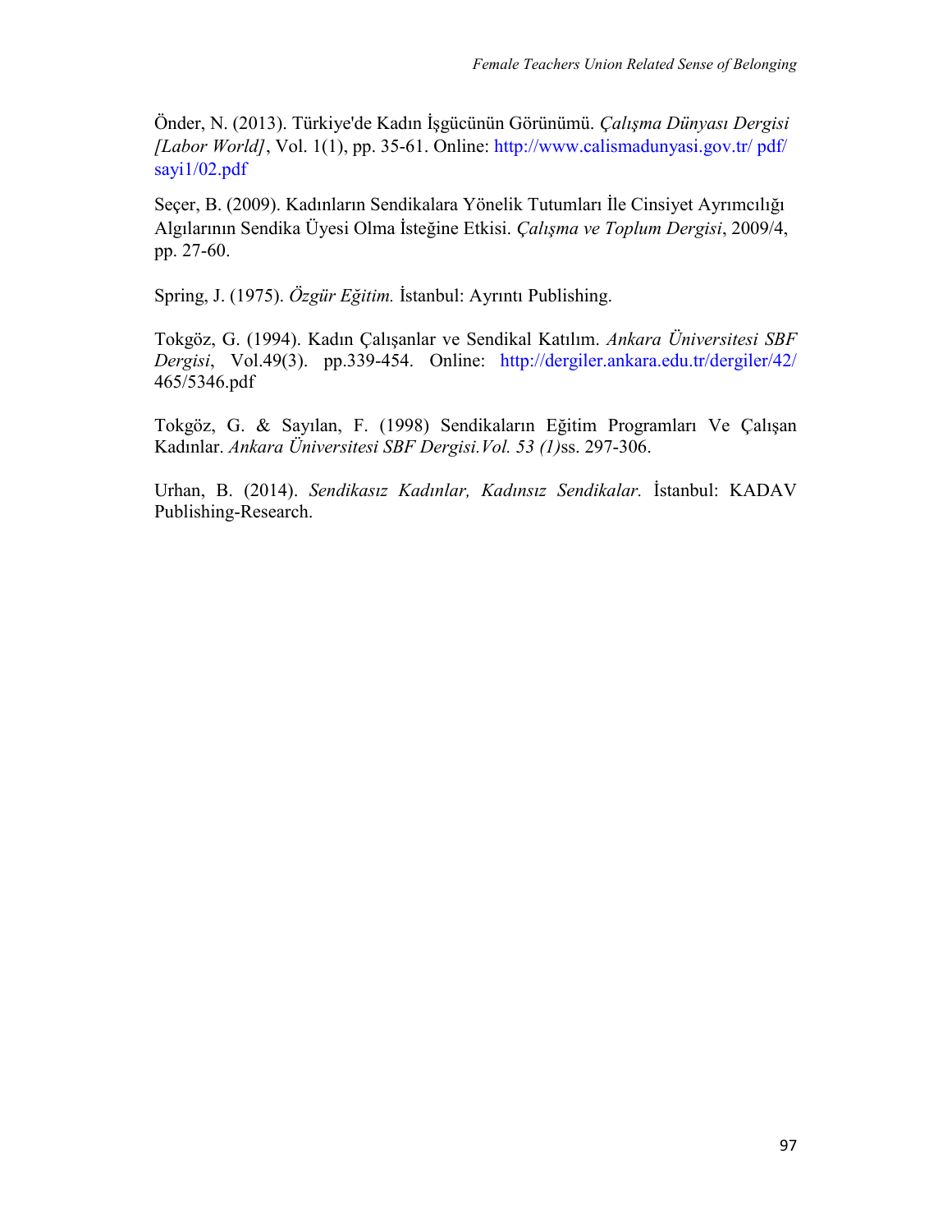Önder, N. (2013). Türkiye'de Kadın İşgücünün Görünümü. *Çalışma Dünyası Dergisi [Labor World]*, Vol. 1(1), pp. 35-61. Online: http://www.calismadunyasi.gov.tr/ pdf/ sayi1/02.pdf

Seçer, B. (2009). Kadınların Sendikalara Yönelik Tutumları İle Cinsiyet Ayrımcılığı Algılarının Sendika Üyesi Olma İsteğine Etkisi. *Çalışma ve Toplum Dergisi*, 2009/4, pp. 27-60.

Spring, J. (1975). *Özgür Eğitim.* İstanbul: Ayrıntı Publishing.

Tokgöz, G. (1994). Kadın Çalışanlar ve Sendikal Katılım. *Ankara Üniversitesi SBF Dergisi*, Vol.49(3). pp.339-454. Online: http://dergiler.ankara.edu.tr/dergiler/42/ 465/5346.pdf

Tokgöz, G. & Sayılan, F. (1998) Sendikaların Eğitim Programları Ve Çalışan Kadınlar. *Ankara Üniversitesi SBF Dergisi.Vol. 53 (1)*ss. 297-306.

Urhan, B. (2014). *Sendikasız Kadınlar, Kadınsız Sendikalar.* İstanbul: KADAV Publishing-Research.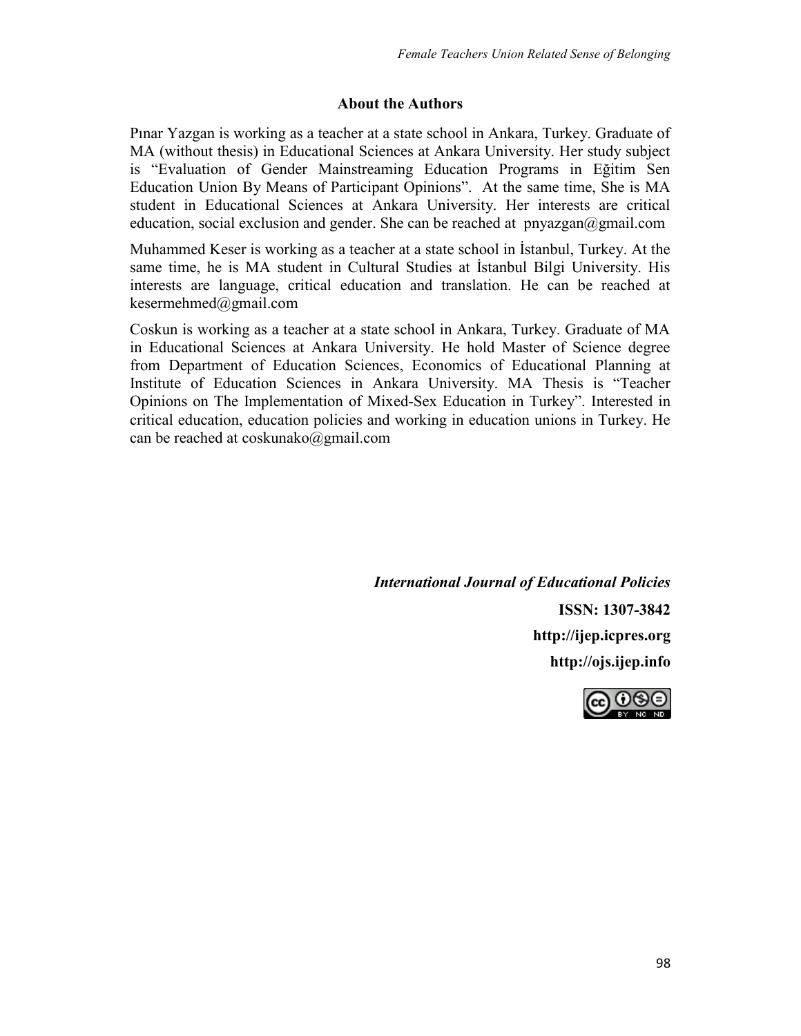## About the Authors

Pınar Yazgan is working as a teacher at a state school in Ankara, Turkey. Graduate of MA (without thesis) in Educational Sciences at Ankara University. Her study subject is "Evaluation of Gender Mainstreaming Education Programs in Eğitim Sen Education Union By Means of Participant Opinions". At the same time, She is MA student in Educational Sciences at Ankara University. Her interests are critical education, social exclusion and gender. She can be reached at pnyazgan@gmail.com

Muhammed Keser is working as a teacher at a state school in İstanbul, Turkey. At the same time, he is MA student in Cultural Studies at İstanbul Bilgi University. His interests are language, critical education and translation. He can be reached at kesermehmed@gmail.com

Coskun is working as a teacher at a state school in Ankara, Turkey. Graduate of MA in Educational Sciences at Ankara University. He hold Master of Science degree from Department of Education Sciences, Economics of Educational Planning at Institute of Education Sciences in Ankara University. MA Thesis is "Teacher Opinions on The Implementation of Mixed-Sex Education in Turkey". Interested in critical education, education policies and working in education unions in Turkey. He can be reached at coskunako@gmail.com

***International Journal of Educational Policies***

**ISSN: 1307-3842**

**http://ijep.icpres.org**

**http://ojs.ijep.info**